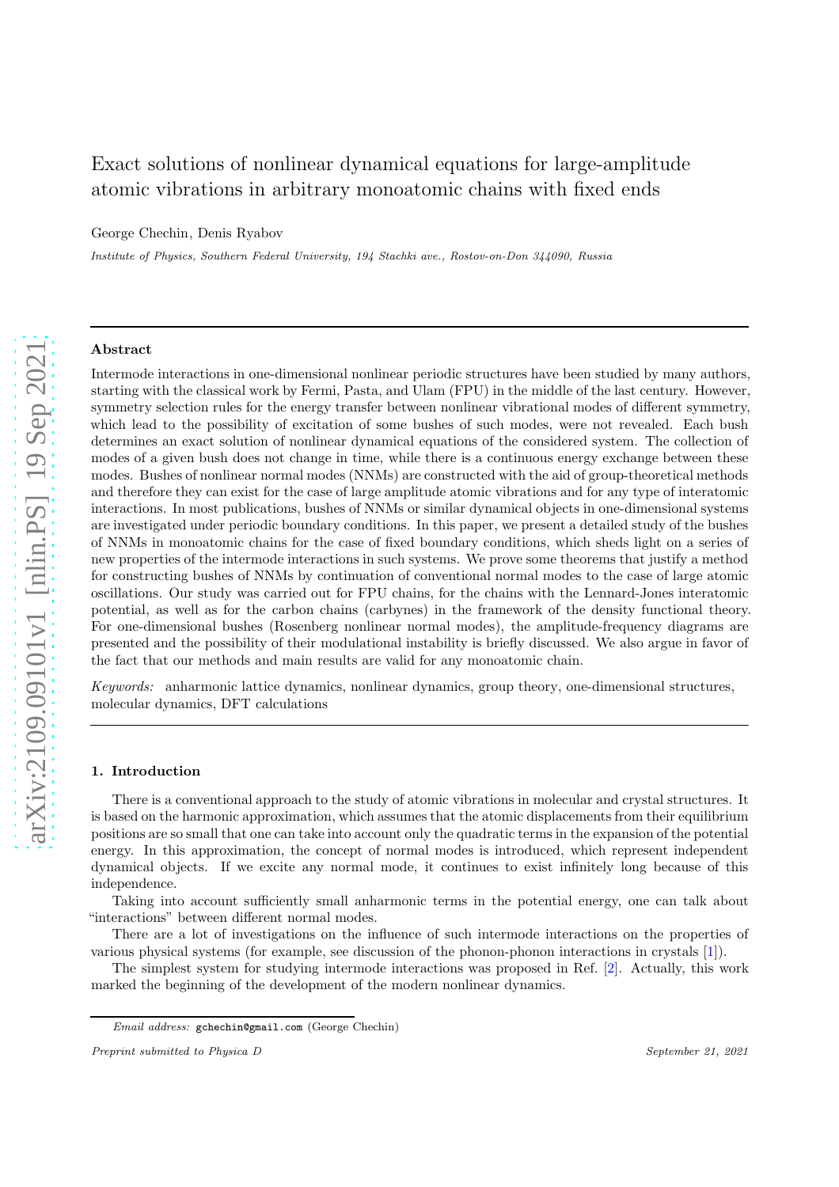# Exact solutions of nonlinear dynamical equations for large-amplitude atomic vibrations in arbitrary monoatomic chains with fixed ends

George Chechin, Denis Ryabov

*Institute of Physics, Southern Federal University, 194 Stachki ave., Rostov-on-Don 344090, Russia*

## Abstract

Intermode interactions in one-dimensional nonlinear periodic structures have been studied by many authors, starting with the classical work by Fermi, Pasta, and Ulam (FPU) in the middle of the last century. However, symmetry selection rules for the energy transfer between nonlinear vibrational modes of different symmetry, which lead to the possibility of excitation of some bushes of such modes, were not revealed. Each bush determines an exact solution of nonlinear dynamical equations of the considered system. The collection of modes of a given bush does not change in time, while there is a continuous energy exchange between these modes. Bushes of nonlinear normal modes (NNMs) are constructed with the aid of group-theoretical methods and therefore they can exist for the case of large amplitude atomic vibrations and for any type of interatomic interactions. In most publications, bushes of NNMs or similar dynamical objects in one-dimensional systems are investigated under periodic boundary conditions. In this paper, we present a detailed study of the bushes of NNMs in monoatomic chains for the case of fixed boundary conditions, which sheds light on a series of new properties of the intermode interactions in such systems. We prove some theorems that justify a method for constructing bushes of NNMs by continuation of conventional normal modes to the case of large atomic oscillations. Our study was carried out for FPU chains, for the chains with the Lennard-Jones interatomic potential, as well as for the carbon chains (carbynes) in the framework of the density functional theory. For one-dimensional bushes (Rosenberg nonlinear normal modes), the amplitude-frequency diagrams are presented and the possibility of their modulational instability is briefly discussed. We also argue in favor of the fact that our methods and main results are valid for any monoatomic chain.

*Keywords:* anharmonic lattice dynamics, nonlinear dynamics, group theory, one-dimensional structures, molecular dynamics, DFT calculations

## 1. Introduction

There is a conventional approach to the study of atomic vibrations in molecular and crystal structures. It is based on the harmonic approximation, which assumes that the atomic displacements from their equilibrium positions are so small that one can take into account only the quadratic terms in the expansion of the potential energy. In this approximation, the concept of normal modes is introduced, which represent independent dynamical objects. If we excite any normal mode, it continues to exist infinitely long because of this independence.

Taking into account sufficiently small anharmonic terms in the potential energy, one can talk about "interactions" between different normal modes.

There are a lot of investigations on the influence of such intermode interactions on the properties of various physical systems (for example, see discussion of the phonon-phonon interactions in crystals [1]).

The simplest system for studying intermode interactions was proposed in Ref. [2]. Actually, this work marked the beginning of the development of the modern nonlinear dynamics.

*Email address:* gchechin@gmail.com (George Chechin)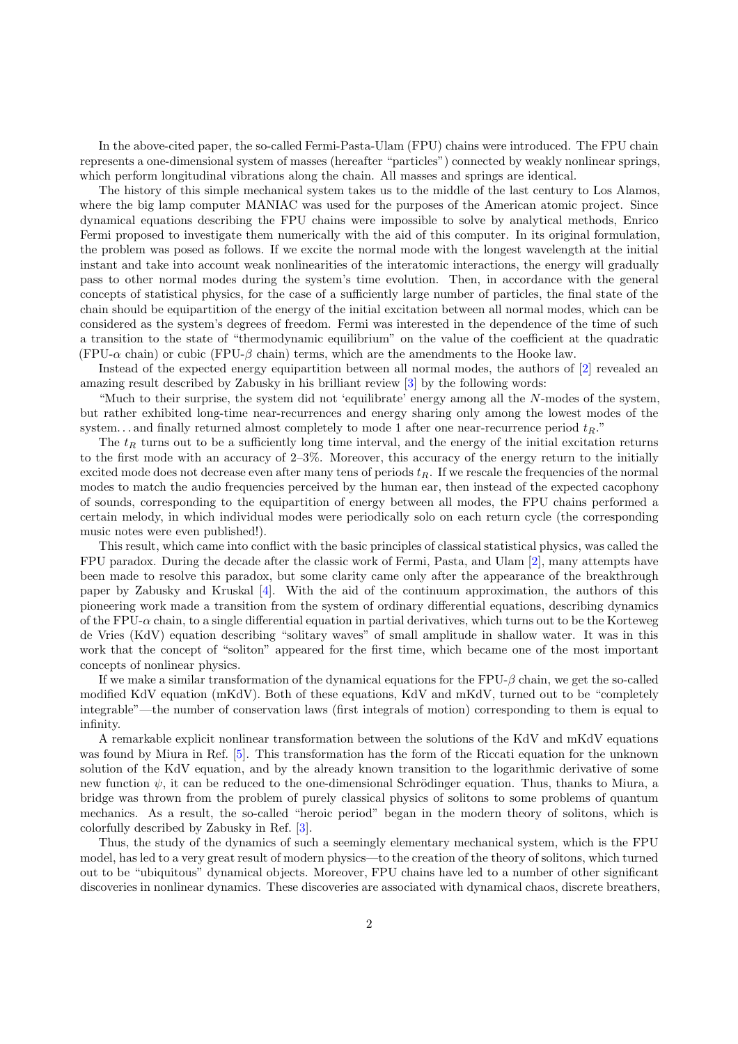In the above-cited paper, the so-called Fermi-Pasta-Ulam (FPU) chains were introduced. The FPU chain represents a one-dimensional system of masses (hereafter "particles") connected by weakly nonlinear springs, which perform longitudinal vibrations along the chain. All masses and springs are identical.

The history of this simple mechanical system takes us to the middle of the last century to Los Alamos, where the big lamp computer MANIAC was used for the purposes of the American atomic project. Since dynamical equations describing the FPU chains were impossible to solve by analytical methods, Enrico Fermi proposed to investigate them numerically with the aid of this computer. In its original formulation, the problem was posed as follows. If we excite the normal mode with the longest wavelength at the initial instant and take into account weak nonlinearities of the interatomic interactions, the energy will gradually pass to other normal modes during the system's time evolution. Then, in accordance with the general concepts of statistical physics, for the case of a sufficiently large number of particles, the final state of the chain should be equipartition of the energy of the initial excitation between all normal modes, which can be considered as the system's degrees of freedom. Fermi was interested in the dependence of the time of such a transition to the state of "thermodynamic equilibrium" on the value of the coefficient at the quadratic (FPU-$\alpha$ chain) or cubic (FPU-$\beta$ chain) terms, which are the amendments to the Hooke law.

Instead of the expected energy equipartition between all normal modes, the authors of [2] revealed an amazing result described by Zabusky in his brilliant review [3] by the following words:

"Much to their surprise, the system did not 'equilibrate' energy among all the $N$-modes of the system, but rather exhibited long-time near-recurrences and energy sharing only among the lowest modes of the system. . . and finally returned almost completely to mode 1 after one near-recurrence period $t_R$."

The $t_R$ turns out to be a sufficiently long time interval, and the energy of the initial excitation returns to the first mode with an accuracy of 2–3%. Moreover, this accuracy of the energy return to the initially excited mode does not decrease even after many tens of periods $t_R$. If we rescale the frequencies of the normal modes to match the audio frequencies perceived by the human ear, then instead of the expected cacophony of sounds, corresponding to the equipartition of energy between all modes, the FPU chains performed a certain melody, in which individual modes were periodically solo on each return cycle (the corresponding music notes were even published!).

This result, which came into conflict with the basic principles of classical statistical physics, was called the FPU paradox. During the decade after the classic work of Fermi, Pasta, and Ulam [2], many attempts have been made to resolve this paradox, but some clarity came only after the appearance of the breakthrough paper by Zabusky and Kruskal [4]. With the aid of the continuum approximation, the authors of this pioneering work made a transition from the system of ordinary differential equations, describing dynamics of the FPU-$\alpha$ chain, to a single differential equation in partial derivatives, which turns out to be the Korteweg de Vries (KdV) equation describing "solitary waves" of small amplitude in shallow water. It was in this work that the concept of "soliton" appeared for the first time, which became one of the most important concepts of nonlinear physics.

If we make a similar transformation of the dynamical equations for the FPU-$\beta$ chain, we get the so-called modified KdV equation (mKdV). Both of these equations, KdV and mKdV, turned out to be "completely integrable"—the number of conservation laws (first integrals of motion) corresponding to them is equal to infinity.

A remarkable explicit nonlinear transformation between the solutions of the KdV and mKdV equations was found by Miura in Ref. [5]. This transformation has the form of the Riccati equation for the unknown solution of the KdV equation, and by the already known transition to the logarithmic derivative of some new function $\psi$, it can be reduced to the one-dimensional Schrödinger equation. Thus, thanks to Miura, a bridge was thrown from the problem of purely classical physics of solitons to some problems of quantum mechanics. As a result, the so-called "heroic period" began in the modern theory of solitons, which is colorfully described by Zabusky in Ref. [3].

Thus, the study of the dynamics of such a seemingly elementary mechanical system, which is the FPU model, has led to a very great result of modern physics—to the creation of the theory of solitons, which turned out to be "ubiquitous" dynamical objects. Moreover, FPU chains have led to a number of other significant discoveries in nonlinear dynamics. These discoveries are associated with dynamical chaos, discrete breathers,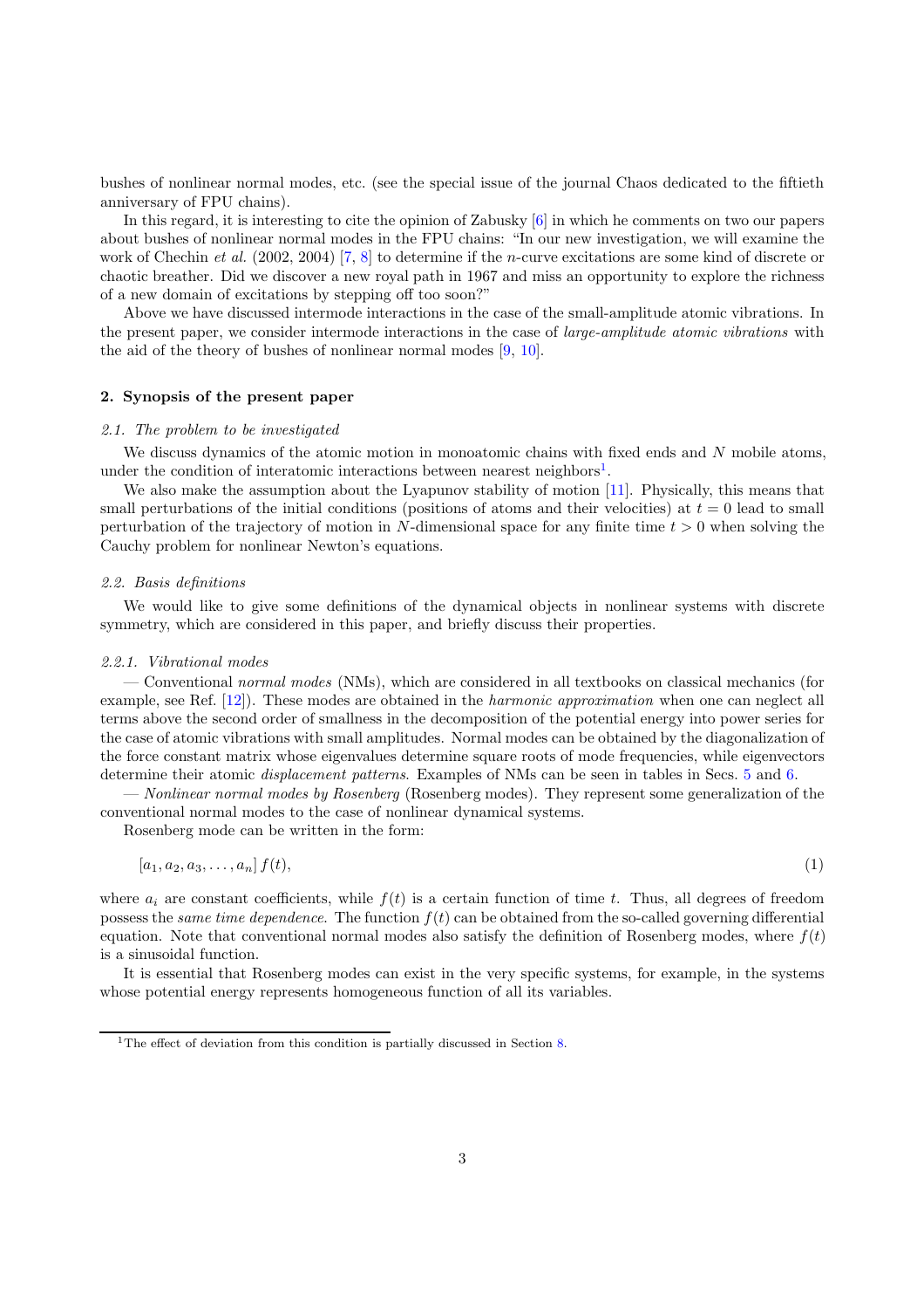bushes of nonlinear normal modes, etc. (see the special issue of the journal Chaos dedicated to the fiftieth anniversary of FPU chains).

In this regard, it is interesting to cite the opinion of Zabusky [6] in which he comments on two our papers about bushes of nonlinear normal modes in the FPU chains: "In our new investigation, we will examine the work of Chechin *et al.* (2002, 2004) [7, 8] to determine if the $n$-curve excitations are some kind of discrete or chaotic breather. Did we discover a new royal path in 1967 and miss an opportunity to explore the richness of a new domain of excitations by stepping off too soon?"

Above we have discussed intermode interactions in the case of the small-amplitude atomic vibrations. In the present paper, we consider intermode interactions in the case of *large-amplitude atomic vibrations* with the aid of the theory of bushes of nonlinear normal modes [9, 10].

## 2. Synopsis of the present paper

### 2.1. The problem to be investigated

We discuss dynamics of the atomic motion in monoatomic chains with fixed ends and $N$ mobile atoms, under the condition of interatomic interactions between nearest neighbors[1].

We also make the assumption about the Lyapunov stability of motion [11]. Physically, this means that small perturbations of the initial conditions (positions of atoms and their velocities) at $t = 0$ lead to small perturbation of the trajectory of motion in $N$-dimensional space for any finite time $t > 0$ when solving the Cauchy problem for nonlinear Newton's equations.

### 2.2. Basis definitions

We would like to give some definitions of the dynamical objects in nonlinear systems with discrete symmetry, which are considered in this paper, and briefly discuss their properties.

#### 2.2.1. Vibrational modes

— Conventional *normal modes* (NMs), which are considered in all textbooks on classical mechanics (for example, see Ref. [12]). These modes are obtained in the *harmonic approximation* when one can neglect all terms above the second order of smallness in the decomposition of the potential energy into power series for the case of atomic vibrations with small amplitudes. Normal modes can be obtained by the diagonalization of the force constant matrix whose eigenvalues determine square roots of mode frequencies, while eigenvectors determine their atomic *displacement patterns*. Examples of NMs can be seen in tables in Secs. 5 and 6.

— *Nonlinear normal modes by Rosenberg* (Rosenberg modes). They represent some generalization of the conventional normal modes to the case of nonlinear dynamical systems.

Rosenberg mode can be written in the form:

$$[a_1, a_2, a_3, \dots, a_n]\, f(t), \tag{1}$$

where $a_i$ are constant coefficients, while $f(t)$ is a certain function of time $t$. Thus, all degrees of freedom possess the *same time dependence*. The function $f(t)$ can be obtained from the so-called governing differential equation. Note that conventional normal modes also satisfy the definition of Rosenberg modes, where $f(t)$ is a sinusoidal function.

It is essential that Rosenberg modes can exist in the very specific systems, for example, in the systems whose potential energy represents homogeneous function of all its variables.

[1] The effect of deviation from this condition is partially discussed in Section 8.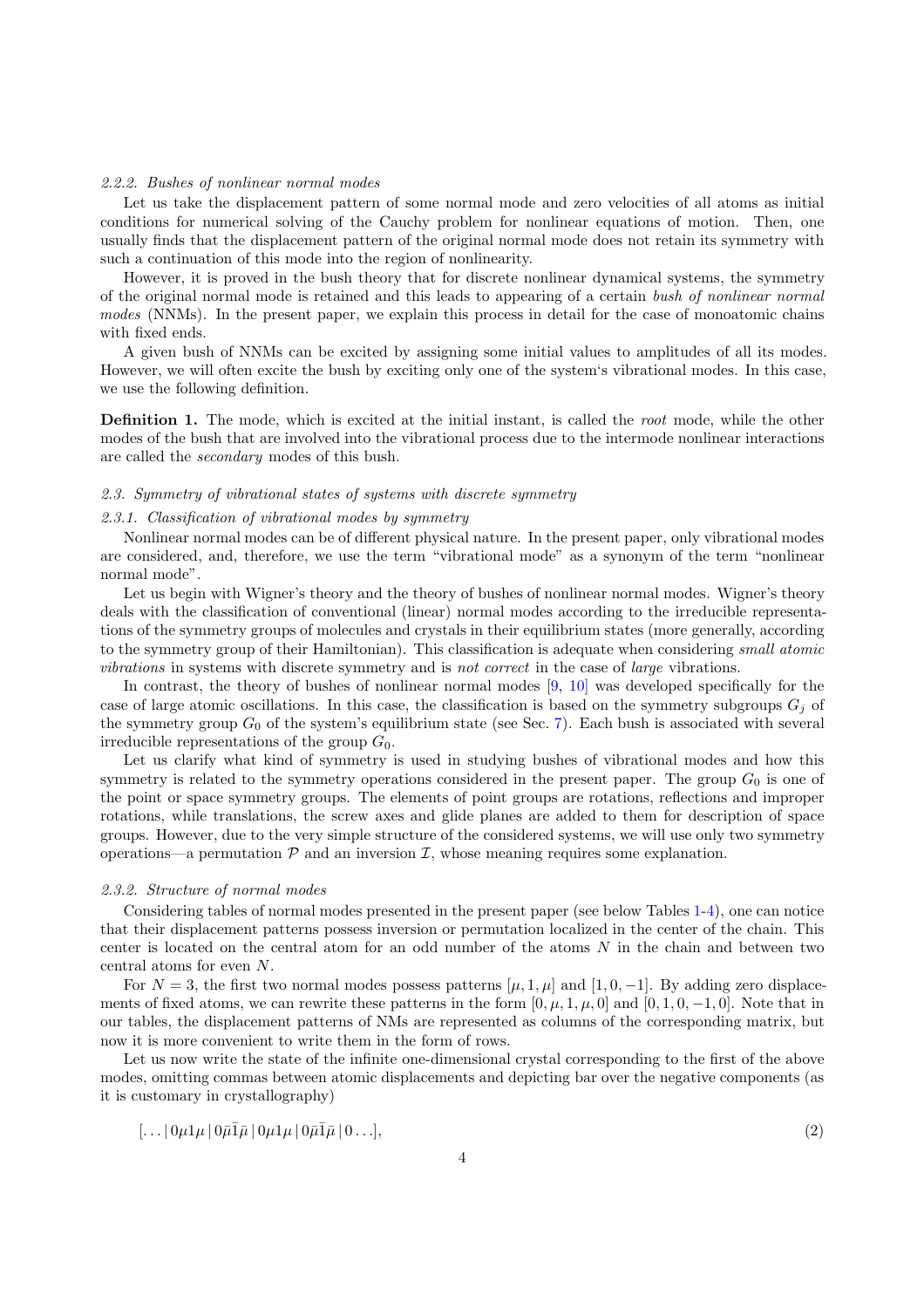#### 2.2.2. Bushes of nonlinear normal modes

Let us take the displacement pattern of some normal mode and zero velocities of all atoms as initial conditions for numerical solving of the Cauchy problem for nonlinear equations of motion. Then, one usually finds that the displacement pattern of the original normal mode does not retain its symmetry with such a continuation of this mode into the region of nonlinearity.

However, it is proved in the bush theory that for discrete nonlinear dynamical systems, the symmetry of the original normal mode is retained and this leads to appearing of a certain *bush of nonlinear normal modes* (NNMs). In the present paper, we explain this process in detail for the case of monoatomic chains with fixed ends.

A given bush of NNMs can be excited by assigning some initial values to amplitudes of all its modes. However, we will often excite the bush by exciting only one of the system's vibrational modes. In this case, we use the following definition.

**Definition 1.** The mode, which is excited at the initial instant, is called the *root* mode, while the other modes of the bush that are involved into the vibrational process due to the intermode nonlinear interactions are called the *secondary* modes of this bush.

### 2.3. Symmetry of vibrational states of systems with discrete symmetry

#### 2.3.1. Classification of vibrational modes by symmetry

Nonlinear normal modes can be of different physical nature. In the present paper, only vibrational modes are considered, and, therefore, we use the term "vibrational mode" as a synonym of the term "nonlinear normal mode".

Let us begin with Wigner's theory and the theory of bushes of nonlinear normal modes. Wigner's theory deals with the classification of conventional (linear) normal modes according to the irreducible representations of the symmetry groups of molecules and crystals in their equilibrium states (more generally, according to the symmetry group of their Hamiltonian). This classification is adequate when considering *small atomic vibrations* in systems with discrete symmetry and is *not correct* in the case of *large* vibrations.

In contrast, the theory of bushes of nonlinear normal modes [9, 10] was developed specifically for the case of large atomic oscillations. In this case, the classification is based on the symmetry subgroups $G_j$ of the symmetry group $G_0$ of the system's equilibrium state (see Sec. 7). Each bush is associated with several irreducible representations of the group $G_0$.

Let us clarify what kind of symmetry is used in studying bushes of vibrational modes and how this symmetry is related to the symmetry operations considered in the present paper. The group $G_0$ is one of the point or space symmetry groups. The elements of point groups are rotations, reflections and improper rotations, while translations, the screw axes and glide planes are added to them for description of space groups. However, due to the very simple structure of the considered systems, we will use only two symmetry operations—a permutation $\mathcal{P}$ and an inversion $\mathcal{I}$, whose meaning requires some explanation.

#### 2.3.2. Structure of normal modes

Considering tables of normal modes presented in the present paper (see below Tables 1-4), one can notice that their displacement patterns possess inversion or permutation localized in the center of the chain. This center is located on the central atom for an odd number of the atoms $N$ in the chain and between two central atoms for even $N$.

For $N = 3$, the first two normal modes possess patterns $[\mu, 1, \mu]$ and $[1, 0, -1]$. By adding zero displacements of fixed atoms, we can rewrite these patterns in the form $[0, \mu, 1, \mu, 0]$ and $[0, 1, 0, -1, 0]$. Note that in our tables, the displacement patterns of NMs are represented as columns of the corresponding matrix, but now it is more convenient to write them in the form of rows.

Let us now write the state of the infinite one-dimensional crystal corresponding to the first of the above modes, omitting commas between atomic displacements and depicting bar over the negative components (as it is customary in crystallography)

$$[\ldots \,|\, 0\mu 1\mu \,|\, 0\bar{\mu}\bar{1}\bar{\mu} \,|\, 0\mu 1\mu \,|\, 0\bar{\mu}\bar{1}\bar{\mu} \,|\, 0\ldots], \tag{2}$$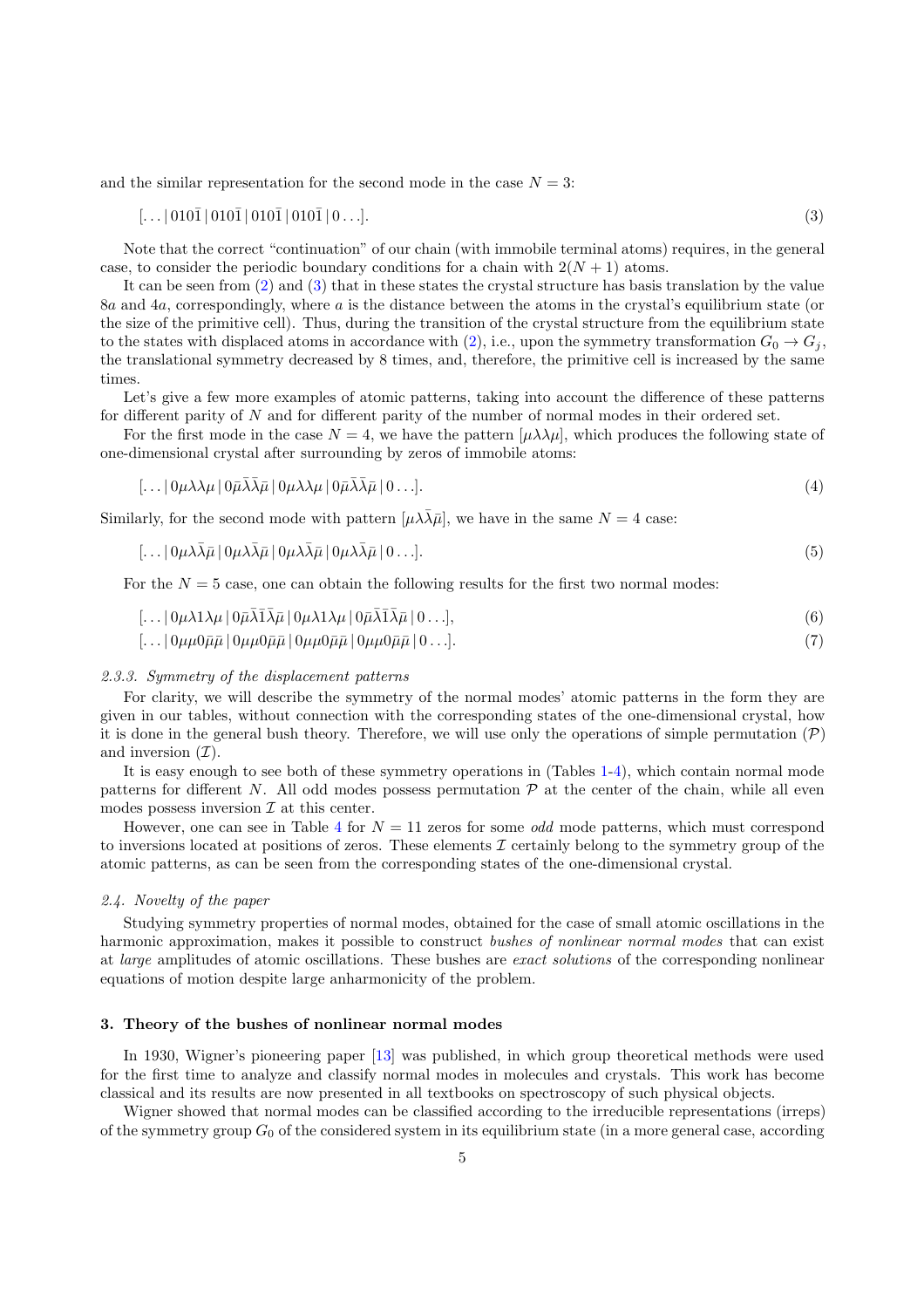and the similar representation for the second mode in the case $N = 3$:

$$[\ldots|\,010\bar{1}\,|\,010\bar{1}\,|\,010\bar{1}\,|\,010\bar{1}\,|\,0\ldots]. \tag{3}$$

Note that the correct "continuation" of our chain (with immobile terminal atoms) requires, in the general case, to consider the periodic boundary conditions for a chain with $2(N+1)$ atoms.

It can be seen from (2) and (3) that in these states the crystal structure has basis translation by the value $8a$ and $4a$, correspondingly, where $a$ is the distance between the atoms in the crystal's equilibrium state (or the size of the primitive cell). Thus, during the transition of the crystal structure from the equilibrium state to the states with displaced atoms in accordance with (2), i.e., upon the symmetry transformation $G_0 \to G_j$, the translational symmetry decreased by 8 times, and, therefore, the primitive cell is increased by the same times.

Let's give a few more examples of atomic patterns, taking into account the difference of these patterns for different parity of $N$ and for different parity of the number of normal modes in their ordered set.

For the first mode in the case $N = 4$, we have the pattern $[\mu\lambda\lambda\mu]$, which produces the following state of one-dimensional crystal after surrounding by zeros of immobile atoms:

$$[\ldots|\,0\mu\lambda\lambda\mu\,|\,0\bar{\mu}\bar{\lambda}\bar{\lambda}\bar{\mu}\,|\,0\mu\lambda\lambda\mu\,|\,0\bar{\mu}\bar{\lambda}\bar{\lambda}\bar{\mu}\,|\,0\ldots]. \tag{4}$$

Similarly, for the second mode with pattern $[\mu\lambda\bar{\lambda}\bar{\mu}]$, we have in the same $N = 4$ case:

$$[\ldots|\,0\mu\lambda\bar{\lambda}\bar{\mu}\,|\,0\mu\lambda\bar{\lambda}\bar{\mu}\,|\,0\mu\lambda\bar{\lambda}\bar{\mu}\,|\,0\mu\lambda\bar{\lambda}\bar{\mu}\,|\,0\ldots]. \tag{5}$$

For the $N = 5$ case, one can obtain the following results for the first two normal modes:

$$[\ldots|\,0\mu\lambda1\lambda\mu\,|\,0\bar{\mu}\bar{\lambda}\bar{1}\bar{\lambda}\bar{\mu}\,|\,0\mu\lambda1\lambda\mu\,|\,0\bar{\mu}\bar{\lambda}\bar{1}\bar{\lambda}\bar{\mu}\,|\,0\ldots], \tag{6}$$

$$[\ldots|\,0\mu\mu0\bar{\mu}\bar{\mu}\,|\,0\mu\mu0\bar{\mu}\bar{\mu}\,|\,0\mu\mu0\bar{\mu}\bar{\mu}\,|\,0\mu\mu0\bar{\mu}\bar{\mu}\,|\,0\ldots]. \tag{7}$$

### *2.3.3. Symmetry of the displacement patterns*

For clarity, we will describe the symmetry of the normal modes' atomic patterns in the form they are given in our tables, without connection with the corresponding states of the one-dimensional crystal, how it is done in the general bush theory. Therefore, we will use only the operations of simple permutation ($\mathcal{P}$) and inversion ($\mathcal{I}$).

It is easy enough to see both of these symmetry operations in (Tables 1-4), which contain normal mode patterns for different $N$. All odd modes possess permutation $\mathcal{P}$ at the center of the chain, while all even modes possess inversion $\mathcal{I}$ at this center.

However, one can see in Table 4 for $N = 11$ zeros for some *odd* mode patterns, which must correspond to inversions located at positions of zeros. These elements $\mathcal{I}$ certainly belong to the symmetry group of the atomic patterns, as can be seen from the corresponding states of the one-dimensional crystal.

### *2.4. Novelty of the paper*

Studying symmetry properties of normal modes, obtained for the case of small atomic oscillations in the harmonic approximation, makes it possible to construct *bushes of nonlinear normal modes* that can exist at *large* amplitudes of atomic oscillations. These bushes are *exact solutions* of the corresponding nonlinear equations of motion despite large anharmonicity of the problem.

## 3. Theory of the bushes of nonlinear normal modes

In 1930, Wigner's pioneering paper [13] was published, in which group theoretical methods were used for the first time to analyze and classify normal modes in molecules and crystals. This work has become classical and its results are now presented in all textbooks on spectroscopy of such physical objects.

Wigner showed that normal modes can be classified according to the irreducible representations (irreps) of the symmetry group $G_0$ of the considered system in its equilibrium state (in a more general case, according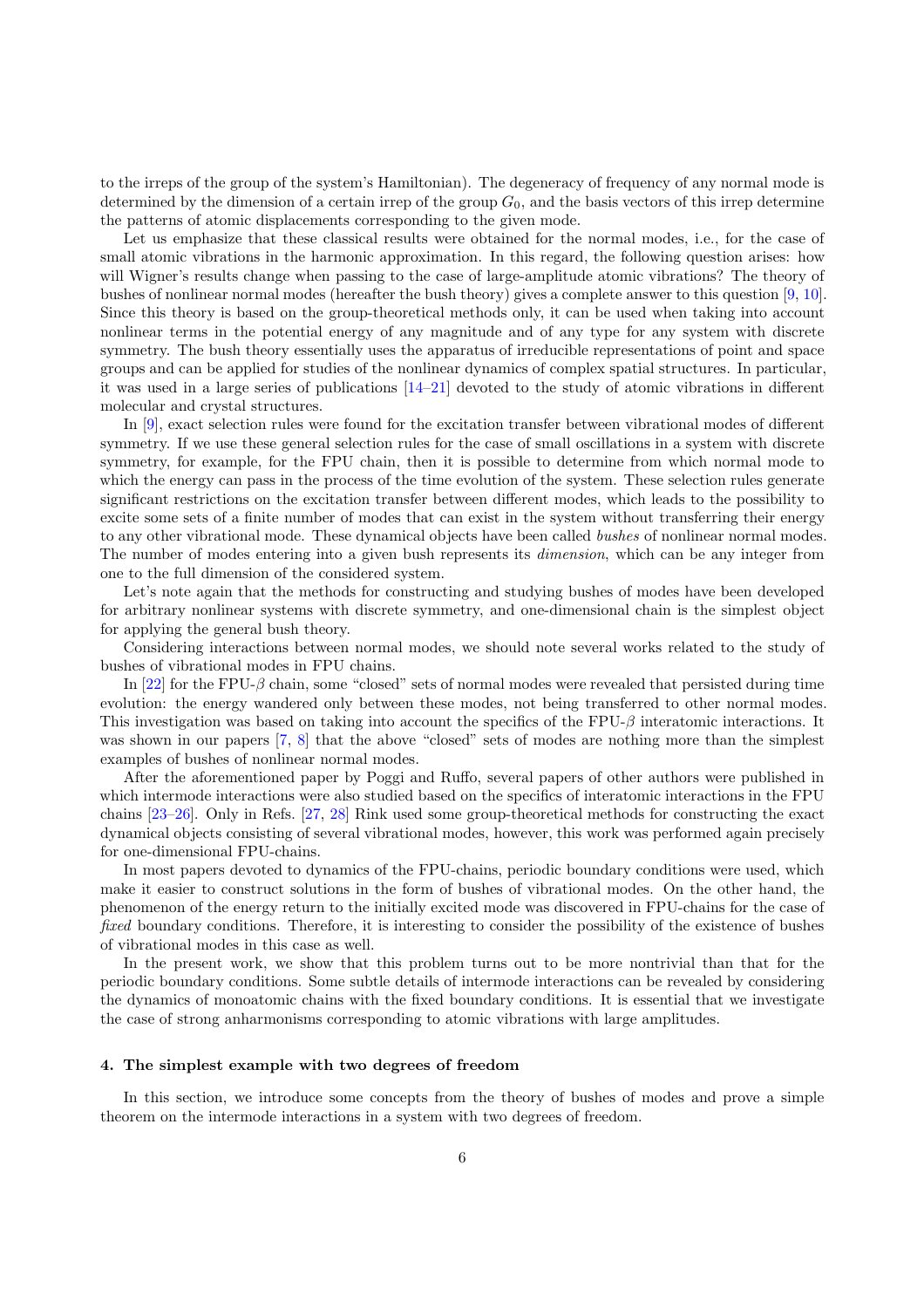to the irreps of the group of the system's Hamiltonian). The degeneracy of frequency of any normal mode is determined by the dimension of a certain irrep of the group $G_0$, and the basis vectors of this irrep determine the patterns of atomic displacements corresponding to the given mode.

Let us emphasize that these classical results were obtained for the normal modes, i.e., for the case of small atomic vibrations in the harmonic approximation. In this regard, the following question arises: how will Wigner's results change when passing to the case of large-amplitude atomic vibrations? The theory of bushes of nonlinear normal modes (hereafter the bush theory) gives a complete answer to this question [9, 10]. Since this theory is based on the group-theoretical methods only, it can be used when taking into account nonlinear terms in the potential energy of any magnitude and of any type for any system with discrete symmetry. The bush theory essentially uses the apparatus of irreducible representations of point and space groups and can be applied for studies of the nonlinear dynamics of complex spatial structures. In particular, it was used in a large series of publications [14–21] devoted to the study of atomic vibrations in different molecular and crystal structures.

In [9], exact selection rules were found for the excitation transfer between vibrational modes of different symmetry. If we use these general selection rules for the case of small oscillations in a system with discrete symmetry, for example, for the FPU chain, then it is possible to determine from which normal mode to which the energy can pass in the process of the time evolution of the system. These selection rules generate significant restrictions on the excitation transfer between different modes, which leads to the possibility to excite some sets of a finite number of modes that can exist in the system without transferring their energy to any other vibrational mode. These dynamical objects have been called *bushes* of nonlinear normal modes. The number of modes entering into a given bush represents its *dimension*, which can be any integer from one to the full dimension of the considered system.

Let's note again that the methods for constructing and studying bushes of modes have been developed for arbitrary nonlinear systems with discrete symmetry, and one-dimensional chain is the simplest object for applying the general bush theory.

Considering interactions between normal modes, we should note several works related to the study of bushes of vibrational modes in FPU chains.

In [22] for the FPU-$\beta$ chain, some "closed" sets of normal modes were revealed that persisted during time evolution: the energy wandered only between these modes, not being transferred to other normal modes. This investigation was based on taking into account the specifics of the FPU-$\beta$ interatomic interactions. It was shown in our papers [7, 8] that the above "closed" sets of modes are nothing more than the simplest examples of bushes of nonlinear normal modes.

After the aforementioned paper by Poggi and Ruffo, several papers of other authors were published in which intermode interactions were also studied based on the specifics of interatomic interactions in the FPU chains [23–26]. Only in Refs. [27, 28] Rink used some group-theoretical methods for constructing the exact dynamical objects consisting of several vibrational modes, however, this work was performed again precisely for one-dimensional FPU-chains.

In most papers devoted to dynamics of the FPU-chains, periodic boundary conditions were used, which make it easier to construct solutions in the form of bushes of vibrational modes. On the other hand, the phenomenon of the energy return to the initially excited mode was discovered in FPU-chains for the case of *fixed* boundary conditions. Therefore, it is interesting to consider the possibility of the existence of bushes of vibrational modes in this case as well.

In the present work, we show that this problem turns out to be more nontrivial than that for the periodic boundary conditions. Some subtle details of intermode interactions can be revealed by considering the dynamics of monoatomic chains with the fixed boundary conditions. It is essential that we investigate the case of strong anharmonisms corresponding to atomic vibrations with large amplitudes.

#### 4. The simplest example with two degrees of freedom

In this section, we introduce some concepts from the theory of bushes of modes and prove a simple theorem on the intermode interactions in a system with two degrees of freedom.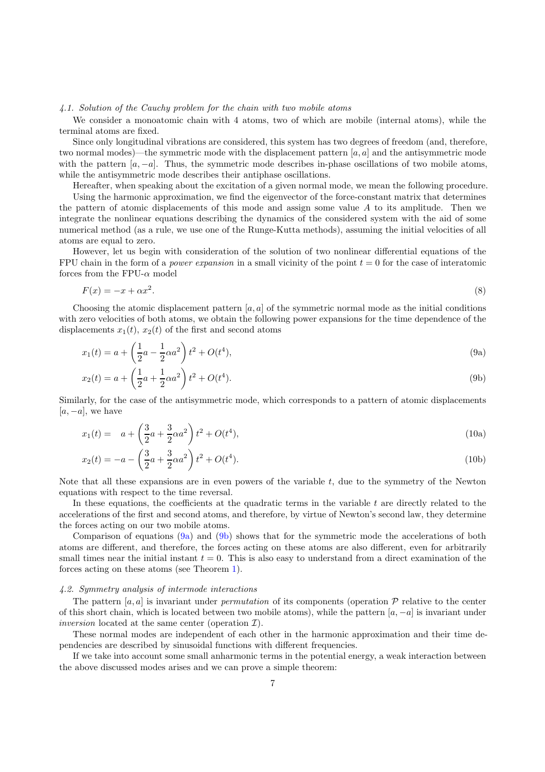### *4.1. Solution of the Cauchy problem for the chain with two mobile atoms*

We consider a monoatomic chain with 4 atoms, two of which are mobile (internal atoms), while the terminal atoms are fixed.

Since only longitudinal vibrations are considered, this system has two degrees of freedom (and, therefore, two normal modes)—the symmetric mode with the displacement pattern $[a, a]$ and the antisymmetric mode with the pattern $[a, -a]$. Thus, the symmetric mode describes in-phase oscillations of two mobile atoms, while the antisymmetric mode describes their antiphase oscillations.

Hereafter, when speaking about the excitation of a given normal mode, we mean the following procedure.

Using the harmonic approximation, we find the eigenvector of the force-constant matrix that determines the pattern of atomic displacements of this mode and assign some value $A$ to its amplitude. Then we integrate the nonlinear equations describing the dynamics of the considered system with the aid of some numerical method (as a rule, we use one of the Runge-Kutta methods), assuming the initial velocities of all atoms are equal to zero.

However, let us begin with consideration of the solution of two nonlinear differential equations of the FPU chain in the form of a *power expansion* in a small vicinity of the point $t = 0$ for the case of interatomic forces from the FPU-$\alpha$ model

$$F(x) = -x + \alpha x^2. \tag{8}$$

Choosing the atomic displacement pattern $[a, a]$ of the symmetric normal mode as the initial conditions with zero velocities of both atoms, we obtain the following power expansions for the time dependence of the displacements $x_1(t)$, $x_2(t)$ of the first and second atoms

$$x_1(t) = a + \left(\frac{1}{2}a - \frac{1}{2}\alpha a^2\right)t^2 + O(t^4), \tag{9a}$$

$$x_2(t) = a + \left(\frac{1}{2}a + \frac{1}{2}\alpha a^2\right)t^2 + O(t^4). \tag{9b}$$

Similarly, for the case of the antisymmetric mode, which corresponds to a pattern of atomic displacements $[a, -a]$, we have

$$x_1(t) = \quad a + \left(\frac{3}{2}a + \frac{3}{2}\alpha a^2\right)t^2 + O(t^4), \tag{10a}$$

$$x_2(t) = -a - \left(\frac{3}{2}a + \frac{3}{2}\alpha a^2\right)t^2 + O(t^4). \tag{10b}$$

Note that all these expansions are in even powers of the variable $t$, due to the symmetry of the Newton equations with respect to the time reversal.

In these equations, the coefficients at the quadratic terms in the variable $t$ are directly related to the accelerations of the first and second atoms, and therefore, by virtue of Newton's second law, they determine the forces acting on our two mobile atoms.

Comparison of equations (9a) and (9b) shows that for the symmetric mode the accelerations of both atoms are different, and therefore, the forces acting on these atoms are also different, even for arbitrarily small times near the initial instant $t = 0$. This is also easy to understand from a direct examination of the forces acting on these atoms (see Theorem 1).

### *4.2. Symmetry analysis of intermode interactions*

The pattern $[a, a]$ is invariant under *permutation* of its components (operation $\mathcal{P}$ relative to the center of this short chain, which is located between two mobile atoms), while the pattern $[a, -a]$ is invariant under *inversion* located at the same center (operation $\mathcal{I}$).

These normal modes are independent of each other in the harmonic approximation and their time dependencies are described by sinusoidal functions with different frequencies.

If we take into account some small anharmonic terms in the potential energy, a weak interaction between the above discussed modes arises and we can prove a simple theorem: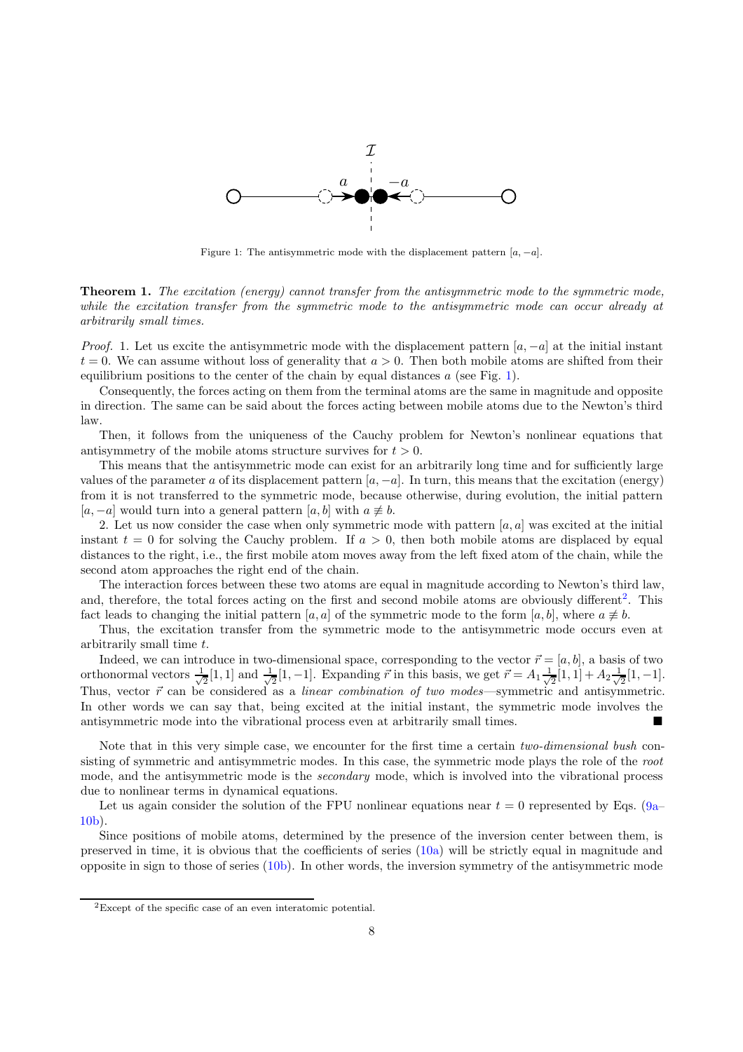Figure 1: The antisymmetric mode with the displacement pattern $[a, -a]$.

**Theorem 1.** *The excitation (energy) cannot transfer from the antisymmetric mode to the symmetric mode, while the excitation transfer from the symmetric mode to the antisymmetric mode can occur already at arbitrarily small times.*

*Proof.* 1. Let us excite the antisymmetric mode with the displacement pattern $[a, -a]$ at the initial instant $t = 0$. We can assume without loss of generality that $a > 0$. Then both mobile atoms are shifted from their equilibrium positions to the center of the chain by equal distances $a$ (see Fig. 1).

Consequently, the forces acting on them from the terminal atoms are the same in magnitude and opposite in direction. The same can be said about the forces acting between mobile atoms due to the Newton's third law.

Then, it follows from the uniqueness of the Cauchy problem for Newton's nonlinear equations that antisymmetry of the mobile atoms structure survives for $t > 0$.

This means that the antisymmetric mode can exist for an arbitrarily long time and for sufficiently large values of the parameter $a$ of its displacement pattern $[a, -a]$. In turn, this means that the excitation (energy) from it is not transferred to the symmetric mode, because otherwise, during evolution, the initial pattern $[a, -a]$ would turn into a general pattern $[a, b]$ with $a \not\equiv b$.

2. Let us now consider the case when only symmetric mode with pattern $[a, a]$ was excited at the initial instant $t = 0$ for solving the Cauchy problem. If $a > 0$, then both mobile atoms are displaced by equal distances to the right, i.e., the first mobile atom moves away from the left fixed atom of the chain, while the second atom approaches the right end of the chain.

The interaction forces between these two atoms are equal in magnitude according to Newton's third law, and, therefore, the total forces acting on the first and second mobile atoms are obviously different[2]. This fact leads to changing the initial pattern $[a, a]$ of the symmetric mode to the form $[a, b]$, where $a \not\equiv b$.

Thus, the excitation transfer from the symmetric mode to the antisymmetric mode occurs even at arbitrarily small time $t$.

Indeed, we can introduce in two-dimensional space, corresponding to the vector $\vec{r} = [a, b]$, a basis of two orthonormal vectors $\frac{1}{\sqrt{2}}[1, 1]$ and $\frac{1}{\sqrt{2}}[1, -1]$. Expanding $\vec{r}$ in this basis, we get $\vec{r} = A_1 \frac{1}{\sqrt{2}}[1, 1] + A_2 \frac{1}{\sqrt{2}}[1, -1]$. Thus, vector $\vec{r}$ can be considered as a *linear combination of two modes*—symmetric and antisymmetric. In other words we can say that, being excited at the initial instant, the symmetric mode involves the antisymmetric mode into the vibrational process even at arbitrarily small times. ■

Note that in this very simple case, we encounter for the first time a certain *two-dimensional bush* consisting of symmetric and antisymmetric modes. In this case, the symmetric mode plays the role of the *root* mode, and the antisymmetric mode is the *secondary* mode, which is involved into the vibrational process due to nonlinear terms in dynamical equations.

Let us again consider the solution of the FPU nonlinear equations near $t = 0$ represented by Eqs. (9a–10b).

Since positions of mobile atoms, determined by the presence of the inversion center between them, is preserved in time, it is obvious that the coefficients of series (10a) will be strictly equal in magnitude and opposite in sign to those of series (10b). In other words, the inversion symmetry of the antisymmetric mode

---

[2] Except of the specific case of an even interatomic potential.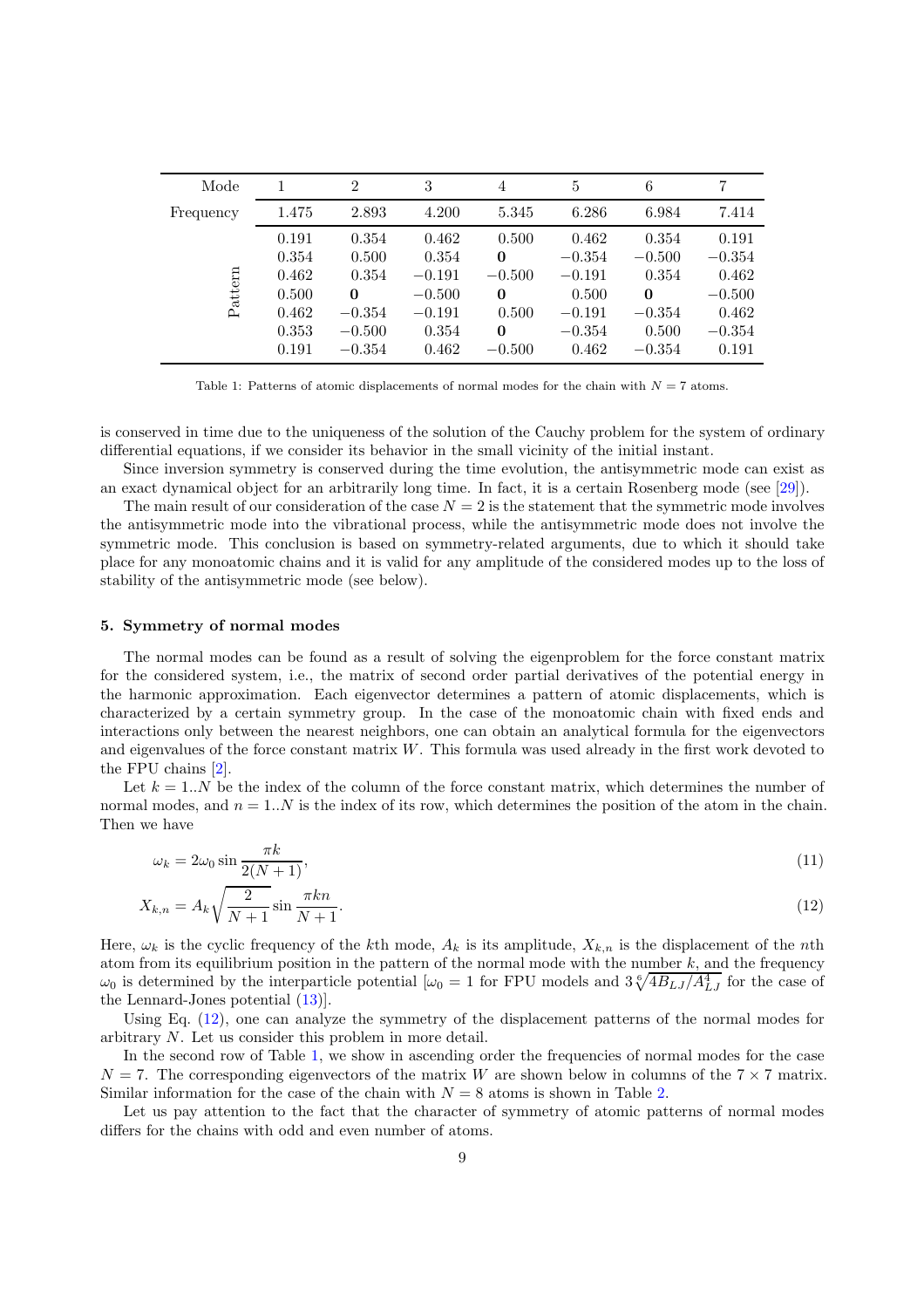| Mode | 1 | 2 | 3 | 4 | 5 | 6 | 7 |
|---|---|---|---|---|---|---|---|
| Frequency | 1.475 | 2.893 | 4.200 | 5.345 | 6.286 | 6.984 | 7.414 |
| Pattern | 0.191 | 0.354 | 0.462 | 0.500 | 0.462 | 0.354 | 0.191 |
| | 0.354 | 0.500 | 0.354 | **0** | −0.354 | −0.500 | −0.354 |
| | 0.462 | 0.354 | −0.191 | −0.500 | −0.191 | 0.354 | 0.462 |
| | 0.500 | **0** | −0.500 | **0** | 0.500 | **0** | −0.500 |
| | 0.462 | −0.354 | −0.191 | 0.500 | −0.191 | −0.354 | 0.462 |
| | 0.353 | −0.500 | 0.354 | **0** | −0.354 | 0.500 | −0.354 |
| | 0.191 | −0.354 | 0.462 | −0.500 | 0.462 | −0.354 | 0.191 |

Table 1: Patterns of atomic displacements of normal modes for the chain with $N = 7$ atoms.

is conserved in time due to the uniqueness of the solution of the Cauchy problem for the system of ordinary differential equations, if we consider its behavior in the small vicinity of the initial instant.

Since inversion symmetry is conserved during the time evolution, the antisymmetric mode can exist as an exact dynamical object for an arbitrarily long time. In fact, it is a certain Rosenberg mode (see [29]).

The main result of our consideration of the case $N = 2$ is the statement that the symmetric mode involves the antisymmetric mode into the vibrational process, while the antisymmetric mode does not involve the symmetric mode. This conclusion is based on symmetry-related arguments, due to which it should take place for any monoatomic chains and it is valid for any amplitude of the considered modes up to the loss of stability of the antisymmetric mode (see below).

#### 5. Symmetry of normal modes

The normal modes can be found as a result of solving the eigenproblem for the force constant matrix for the considered system, i.e., the matrix of second order partial derivatives of the potential energy in the harmonic approximation. Each eigenvector determines a pattern of atomic displacements, which is characterized by a certain symmetry group. In the case of the monoatomic chain with fixed ends and interactions only between the nearest neighbors, one can obtain an analytical formula for the eigenvectors and eigenvalues of the force constant matrix $W$. This formula was used already in the first work devoted to the FPU chains [2].

Let $k = 1..N$ be the index of the column of the force constant matrix, which determines the number of normal modes, and $n = 1..N$ is the index of its row, which determines the position of the atom in the chain. Then we have

$$\omega_k = 2\omega_0 \sin \frac{\pi k}{2(N+1)}, \tag{11}$$

$$X_{k,n} = A_k \sqrt{\frac{2}{N+1}} \sin \frac{\pi k n}{N+1}. \tag{12}$$

Here, $\omega_k$ is the cyclic frequency of the $k$th mode, $A_k$ is its amplitude, $X_{k,n}$ is the displacement of the $n$th atom from its equilibrium position in the pattern of the normal mode with the number $k$, and the frequency $\omega_0$ is determined by the interparticle potential [$\omega_0 = 1$ for FPU models and $3\sqrt[6]{4B_{LJ}/A_{LJ}^4}$ for the case of the Lennard-Jones potential (13)].

Using Eq. (12), one can analyze the symmetry of the displacement patterns of the normal modes for arbitrary $N$. Let us consider this problem in more detail.

In the second row of Table 1, we show in ascending order the frequencies of normal modes for the case $N = 7$. The corresponding eigenvectors of the matrix $W$ are shown below in columns of the $7 \times 7$ matrix. Similar information for the case of the chain with $N = 8$ atoms is shown in Table 2.

Let us pay attention to the fact that the character of symmetry of atomic patterns of normal modes differs for the chains with odd and even number of atoms.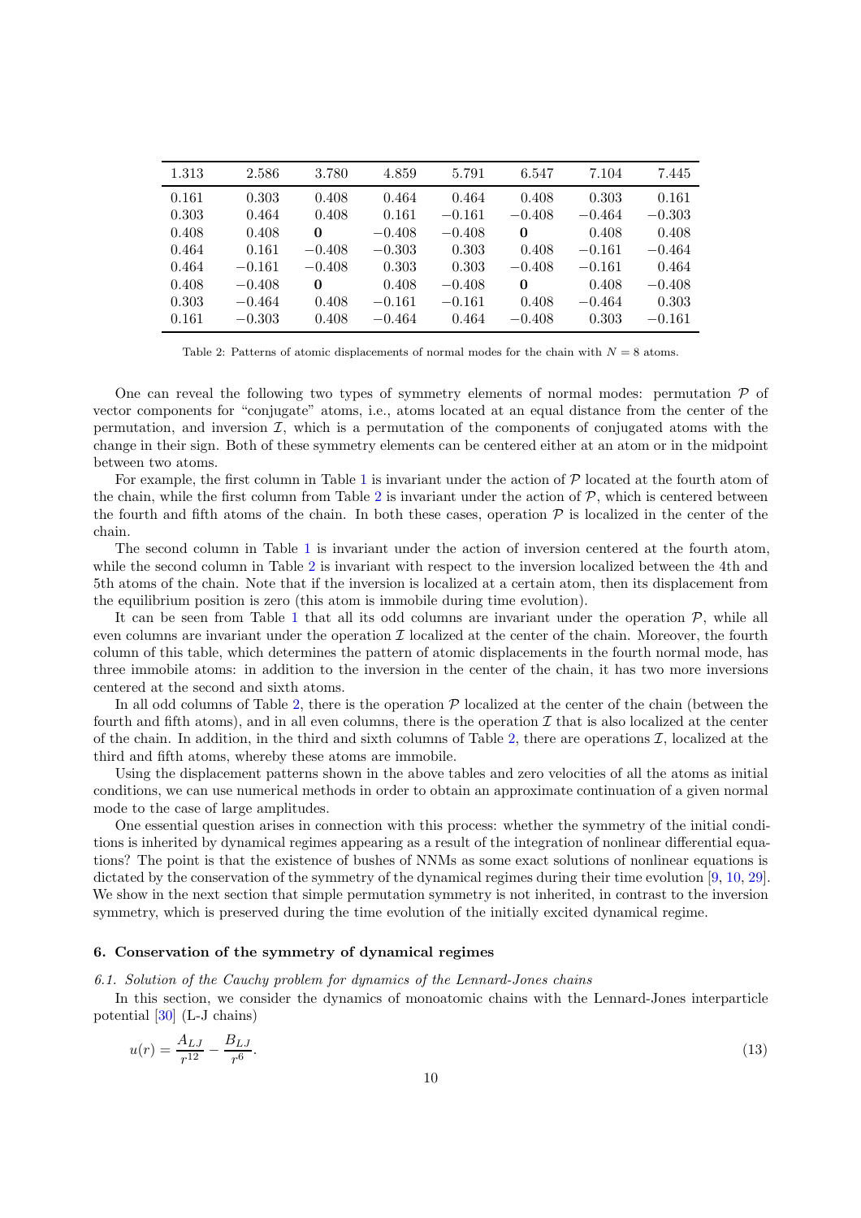| 1.313 | 2.586 | 3.780 | 4.859 | 5.791 | 6.547 | 7.104 | 7.445 |
|---|---|---|---|---|---|---|---|
| 0.161 | 0.303 | 0.408 | 0.464 | 0.464 | 0.408 | 0.303 | 0.161 |
| 0.303 | 0.464 | 0.408 | 0.161 | −0.161 | −0.408 | −0.464 | −0.303 |
| 0.408 | 0.408 | **0** | −0.408 | −0.408 | **0** | 0.408 | 0.408 |
| 0.464 | 0.161 | −0.408 | −0.303 | 0.303 | 0.408 | −0.161 | −0.464 |
| 0.464 | −0.161 | −0.408 | 0.303 | 0.303 | −0.408 | −0.161 | 0.464 |
| 0.408 | −0.408 | **0** | 0.408 | −0.408 | **0** | 0.408 | −0.408 |
| 0.303 | −0.464 | 0.408 | −0.161 | −0.161 | 0.408 | −0.464 | 0.303 |
| 0.161 | −0.303 | 0.408 | −0.464 | 0.464 | −0.408 | 0.303 | −0.161 |

Table 2: Patterns of atomic displacements of normal modes for the chain with $N = 8$ atoms.

One can reveal the following two types of symmetry elements of normal modes: permutation $\mathcal{P}$ of vector components for "conjugate" atoms, i.e., atoms located at an equal distance from the center of the permutation, and inversion $\mathcal{I}$, which is a permutation of the components of conjugated atoms with the change in their sign. Both of these symmetry elements can be centered either at an atom or in the midpoint between two atoms.

For example, the first column in Table 1 is invariant under the action of $\mathcal{P}$ located at the fourth atom of the chain, while the first column from Table 2 is invariant under the action of $\mathcal{P}$, which is centered between the fourth and fifth atoms of the chain. In both these cases, operation $\mathcal{P}$ is localized in the center of the chain.

The second column in Table 1 is invariant under the action of inversion centered at the fourth atom, while the second column in Table 2 is invariant with respect to the inversion localized between the 4th and 5th atoms of the chain. Note that if the inversion is localized at a certain atom, then its displacement from the equilibrium position is zero (this atom is immobile during time evolution).

It can be seen from Table 1 that all its odd columns are invariant under the operation $\mathcal{P}$, while all even columns are invariant under the operation $\mathcal{I}$ localized at the center of the chain. Moreover, the fourth column of this table, which determines the pattern of atomic displacements in the fourth normal mode, has three immobile atoms: in addition to the inversion in the center of the chain, it has two more inversions centered at the second and sixth atoms.

In all odd columns of Table 2, there is the operation $\mathcal{P}$ localized at the center of the chain (between the fourth and fifth atoms), and in all even columns, there is the operation $\mathcal{I}$ that is also localized at the center of the chain. In addition, in the third and sixth columns of Table 2, there are operations $\mathcal{I}$, localized at the third and fifth atoms, whereby these atoms are immobile.

Using the displacement patterns shown in the above tables and zero velocities of all the atoms as initial conditions, we can use numerical methods in order to obtain an approximate continuation of a given normal mode to the case of large amplitudes.

One essential question arises in connection with this process: whether the symmetry of the initial conditions is inherited by dynamical regimes appearing as a result of the integration of nonlinear differential equations? The point is that the existence of bushes of NNMs as some exact solutions of nonlinear equations is dictated by the conservation of the symmetry of the dynamical regimes during their time evolution [9, 10, 29]. We show in the next section that simple permutation symmetry is not inherited, in contrast to the inversion symmetry, which is preserved during the time evolution of the initially excited dynamical regime.

## 6. Conservation of the symmetry of dynamical regimes

### *6.1. Solution of the Cauchy problem for dynamics of the Lennard-Jones chains*

In this section, we consider the dynamics of monoatomic chains with the Lennard-Jones interparticle potential [30] (L-J chains)

$$u(r) = \frac{A_{LJ}}{r^{12}} - \frac{B_{LJ}}{r^{6}}. \tag{13}$$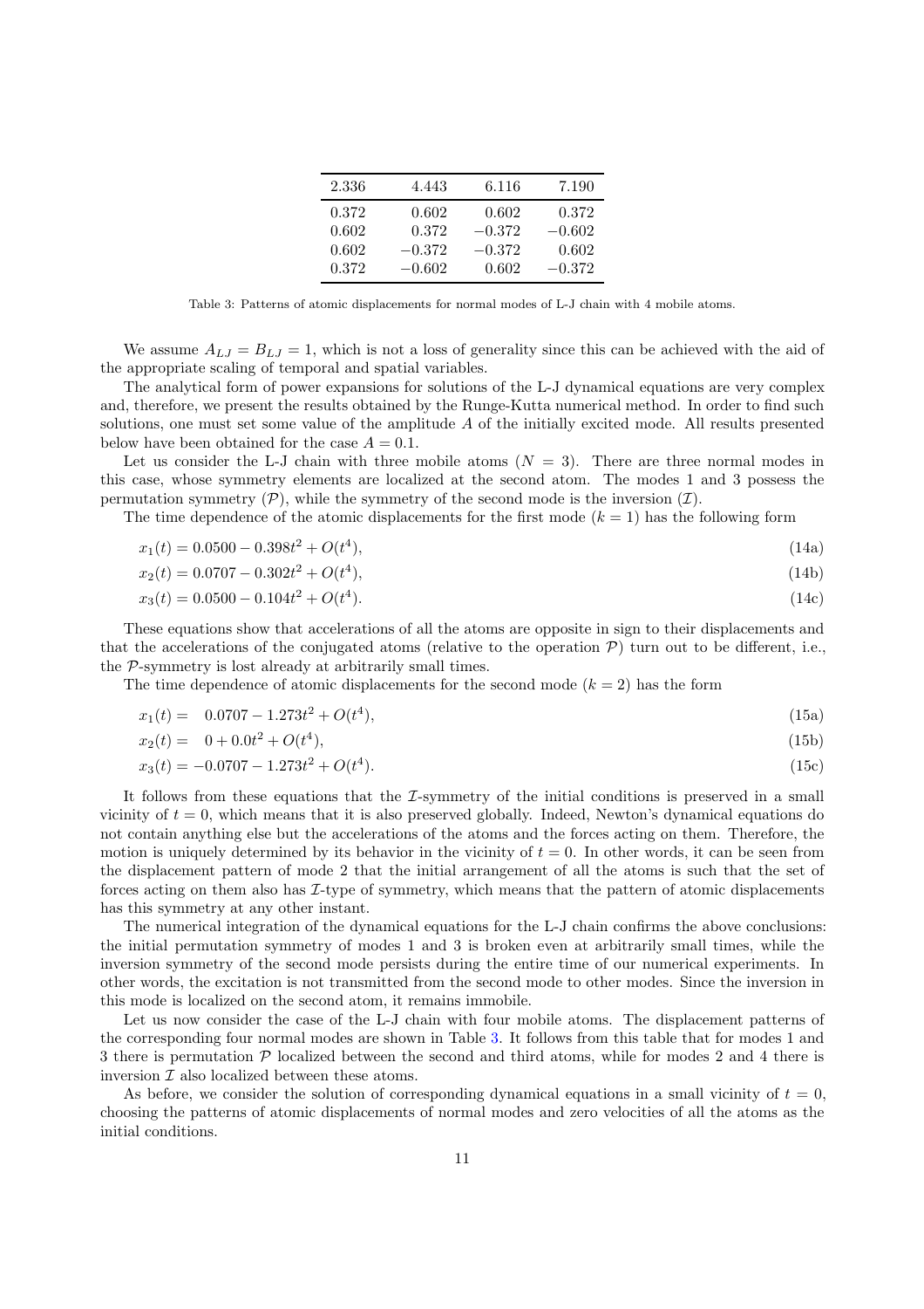| 2.336 | 4.443 | 6.116 | 7.190 |
|---|---|---|---|
| 0.372 | 0.602 | 0.602 | 0.372 |
| 0.602 | 0.372 | −0.372 | −0.602 |
| 0.602 | −0.372 | −0.372 | 0.602 |
| 0.372 | −0.602 | 0.602 | −0.372 |

Table 3: Patterns of atomic displacements for normal modes of L-J chain with 4 mobile atoms.

We assume $A_{LJ} = B_{LJ} = 1$, which is not a loss of generality since this can be achieved with the aid of the appropriate scaling of temporal and spatial variables.

The analytical form of power expansions for solutions of the L-J dynamical equations are very complex and, therefore, we present the results obtained by the Runge-Kutta numerical method. In order to find such solutions, one must set some value of the amplitude $A$ of the initially excited mode. All results presented below have been obtained for the case $A = 0.1$.

Let us consider the L-J chain with three mobile atoms ($N = 3$). There are three normal modes in this case, whose symmetry elements are localized at the second atom. The modes 1 and 3 possess the permutation symmetry ($\mathcal{P}$), while the symmetry of the second mode is the inversion ($\mathcal{I}$).

The time dependence of the atomic displacements for the first mode ($k = 1$) has the following form

$$x_1(t) = 0.0500 - 0.398t^2 + O(t^4), \tag{14a}$$

$$x_2(t) = 0.0707 - 0.302t^2 + O(t^4), \tag{14b}$$

$$x_3(t) = 0.0500 - 0.104t^2 + O(t^4). \tag{14c}$$

These equations show that accelerations of all the atoms are opposite in sign to their displacements and that the accelerations of the conjugated atoms (relative to the operation $\mathcal{P}$) turn out to be different, i.e., the $\mathcal{P}$-symmetry is lost already at arbitrarily small times.

The time dependence of atomic displacements for the second mode ($k = 2$) has the form

$$x_1(t) = \phantom{-}0.0707 - 1.273t^2 + O(t^4), \tag{15a}$$

$$x_2(t) = \phantom{-}0 + 0.0t^2 + O(t^4), \tag{15b}$$

$$x_3(t) = -0.0707 - 1.273t^2 + O(t^4). \tag{15c}$$

It follows from these equations that the $\mathcal{I}$-symmetry of the initial conditions is preserved in a small vicinity of $t = 0$, which means that it is also preserved globally. Indeed, Newton's dynamical equations do not contain anything else but the accelerations of the atoms and the forces acting on them. Therefore, the motion is uniquely determined by its behavior in the vicinity of $t = 0$. In other words, it can be seen from the displacement pattern of mode 2 that the initial arrangement of all the atoms is such that the set of forces acting on them also has $\mathcal{I}$-type of symmetry, which means that the pattern of atomic displacements has this symmetry at any other instant.

The numerical integration of the dynamical equations for the L-J chain confirms the above conclusions: the initial permutation symmetry of modes 1 and 3 is broken even at arbitrarily small times, while the inversion symmetry of the second mode persists during the entire time of our numerical experiments. In other words, the excitation is not transmitted from the second mode to other modes. Since the inversion in this mode is localized on the second atom, it remains immobile.

Let us now consider the case of the L-J chain with four mobile atoms. The displacement patterns of the corresponding four normal modes are shown in Table 3. It follows from this table that for modes 1 and 3 there is permutation $\mathcal{P}$ localized between the second and third atoms, while for modes 2 and 4 there is inversion $\mathcal{I}$ also localized between these atoms.

As before, we consider the solution of corresponding dynamical equations in a small vicinity of $t = 0$, choosing the patterns of atomic displacements of normal modes and zero velocities of all the atoms as the initial conditions.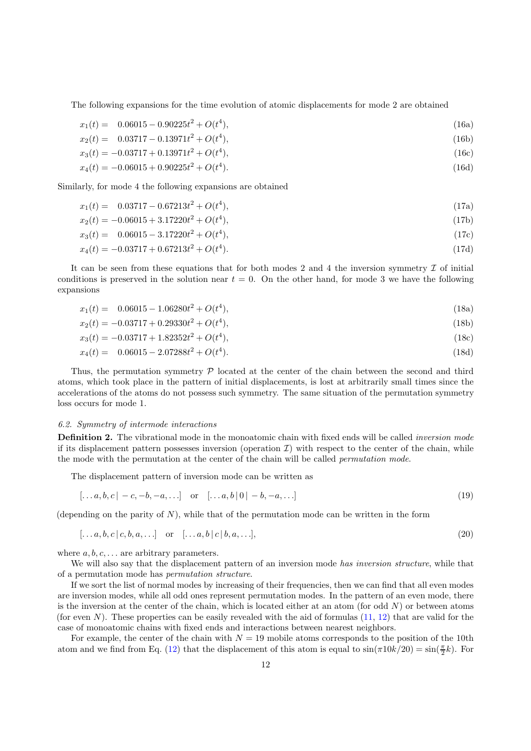The following expansions for the time evolution of atomic displacements for mode 2 are obtained

$$x_1(t) = \quad 0.06015 - 0.90225t^2 + O(t^4), \tag{16a}$$

$$x_2(t) = \quad 0.03717 - 0.13971t^2 + O(t^4), \tag{16b}$$

$$x_3(t) = -0.03717 + 0.13971t^2 + O(t^4), \tag{16c}$$

$$x_4(t) = -0.06015 + 0.90225t^2 + O(t^4). \tag{16d}$$

Similarly, for mode 4 the following expansions are obtained

$$x_1(t) = \quad 0.03717 - 0.67213t^2 + O(t^4), \tag{17a}$$

$$x_2(t) = -0.06015 + 3.17220t^2 + O(t^4), \tag{17b}$$

$$x_3(t) = \quad 0.06015 - 3.17220t^2 + O(t^4), \tag{17c}$$

$$x_4(t) = -0.03717 + 0.67213t^2 + O(t^4). \tag{17d}$$

It can be seen from these equations that for both modes 2 and 4 the inversion symmetry $\mathcal{I}$ of initial conditions is preserved in the solution near $t = 0$. On the other hand, for mode 3 we have the following expansions

$$x_1(t) = \quad 0.06015 - 1.06280t^2 + O(t^4), \tag{18a}$$

$$x_2(t) = -0.03717 + 0.29330t^2 + O(t^4), \tag{18b}$$

$$x_3(t) = -0.03717 + 1.82352t^2 + O(t^4), \tag{18c}$$

$$x_4(t) = \quad 0.06015 - 2.07288t^2 + O(t^4). \tag{18d}$$

Thus, the permutation symmetry $\mathcal{P}$ located at the center of the chain between the second and third atoms, which took place in the pattern of initial displacements, is lost at arbitrarily small times since the accelerations of the atoms do not possess such symmetry. The same situation of the permutation symmetry loss occurs for mode 1.

*6.2. Symmetry of intermode interactions*

**Definition 2.** The vibrational mode in the monoatomic chain with fixed ends will be called *inversion mode* if its displacement pattern possesses inversion (operation $\mathcal{I}$) with respect to the center of the chain, while the mode with the permutation at the center of the chain will be called *permutation mode*.

The displacement pattern of inversion mode can be written as

$$[\ldots a, b, c \,|\, -c, -b, -a, \ldots] \quad \text{or} \quad [\ldots a, b \,|\, 0 \,|\, -b, -a, \ldots] \tag{19}$$

(depending on the parity of $N$), while that of the permutation mode can be written in the form

$$[\ldots a, b, c \,|\, c, b, a, \ldots] \quad \text{or} \quad [\ldots a, b \,|\, c \,|\, b, a, \ldots], \tag{20}$$

where $a, b, c, \ldots$ are arbitrary parameters.

We will also say that the displacement pattern of an inversion mode *has inversion structure*, while that of a permutation mode has *permutation structure*.

If we sort the list of normal modes by increasing of their frequencies, then we can find that all even modes are inversion modes, while all odd ones represent permutation modes. In the pattern of an even mode, there is the inversion at the center of the chain, which is located either at an atom (for odd $N$) or between atoms (for even $N$). These properties can be easily revealed with the aid of formulas (11, 12) that are valid for the case of monoatomic chains with fixed ends and interactions between nearest neighbors.

For example, the center of the chain with $N = 19$ mobile atoms corresponds to the position of the 10th atom and we find from Eq. (12) that the displacement of this atom is equal to $\sin(\pi 10k/20) = \sin(\frac{\pi}{2}k)$. For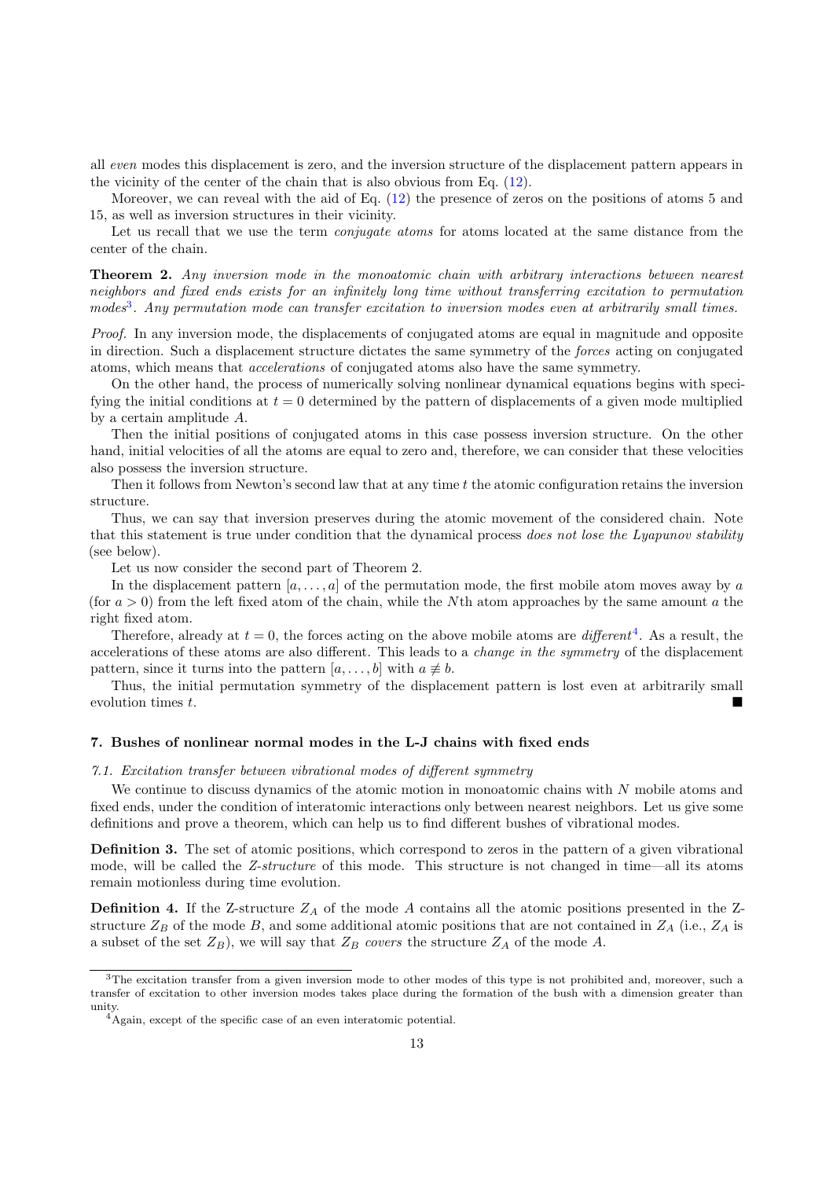all *even* modes this displacement is zero, and the inversion structure of the displacement pattern appears in the vicinity of the center of the chain that is also obvious from Eq. (12).

Moreover, we can reveal with the aid of Eq. (12) the presence of zeros on the positions of atoms 5 and 15, as well as inversion structures in their vicinity.

Let us recall that we use the term *conjugate atoms* for atoms located at the same distance from the center of the chain.

**Theorem 2.** *Any inversion mode in the monoatomic chain with arbitrary interactions between nearest neighbors and fixed ends exists for an infinitely long time without transferring excitation to permutation modes*[3]*. Any permutation mode can transfer excitation to inversion modes even at arbitrarily small times.*

*Proof.* In any inversion mode, the displacements of conjugated atoms are equal in magnitude and opposite in direction. Such a displacement structure dictates the same symmetry of the *forces* acting on conjugated atoms, which means that *accelerations* of conjugated atoms also have the same symmetry.

On the other hand, the process of numerically solving nonlinear dynamical equations begins with specifying the initial conditions at $t = 0$ determined by the pattern of displacements of a given mode multiplied by a certain amplitude $A$.

Then the initial positions of conjugated atoms in this case possess inversion structure. On the other hand, initial velocities of all the atoms are equal to zero and, therefore, we can consider that these velocities also possess the inversion structure.

Then it follows from Newton's second law that at any time $t$ the atomic configuration retains the inversion structure.

Thus, we can say that inversion preserves during the atomic movement of the considered chain. Note that this statement is true under condition that the dynamical process *does not lose the Lyapunov stability* (see below).

Let us now consider the second part of Theorem 2.

In the displacement pattern $[a, \dots, a]$ of the permutation mode, the first mobile atom moves away by $a$ (for $a > 0$) from the left fixed atom of the chain, while the $N$th atom approaches by the same amount $a$ the right fixed atom.

Therefore, already at $t = 0$, the forces acting on the above mobile atoms are *different*[4]. As a result, the accelerations of these atoms are also different. This leads to a *change in the symmetry* of the displacement pattern, since it turns into the pattern $[a, \dots, b]$ with $a \not\equiv b$.

Thus, the initial permutation symmetry of the displacement pattern is lost even at arbitrarily small evolution times $t$. ∎

## 7. Bushes of nonlinear normal modes in the L-J chains with fixed ends

### *7.1. Excitation transfer between vibrational modes of different symmetry*

We continue to discuss dynamics of the atomic motion in monoatomic chains with $N$ mobile atoms and fixed ends, under the condition of interatomic interactions only between nearest neighbors. Let us give some definitions and prove a theorem, which can help us to find different bushes of vibrational modes.

**Definition 3.** The set of atomic positions, which correspond to zeros in the pattern of a given vibrational mode, will be called the *Z-structure* of this mode. This structure is not changed in time—all its atoms remain motionless during time evolution.

**Definition 4.** If the Z-structure $Z_A$ of the mode $A$ contains all the atomic positions presented in the Z-structure $Z_B$ of the mode $B$, and some additional atomic positions that are not contained in $Z_A$ (i.e., $Z_A$ is a subset of the set $Z_B$), we will say that $Z_B$ *covers* the structure $Z_A$ of the mode $A$.

---

[3] The excitation transfer from a given inversion mode to other modes of this type is not prohibited and, moreover, such a transfer of excitation to other inversion modes takes place during the formation of the bush with a dimension greater than unity.

[4] Again, except of the specific case of an even interatomic potential.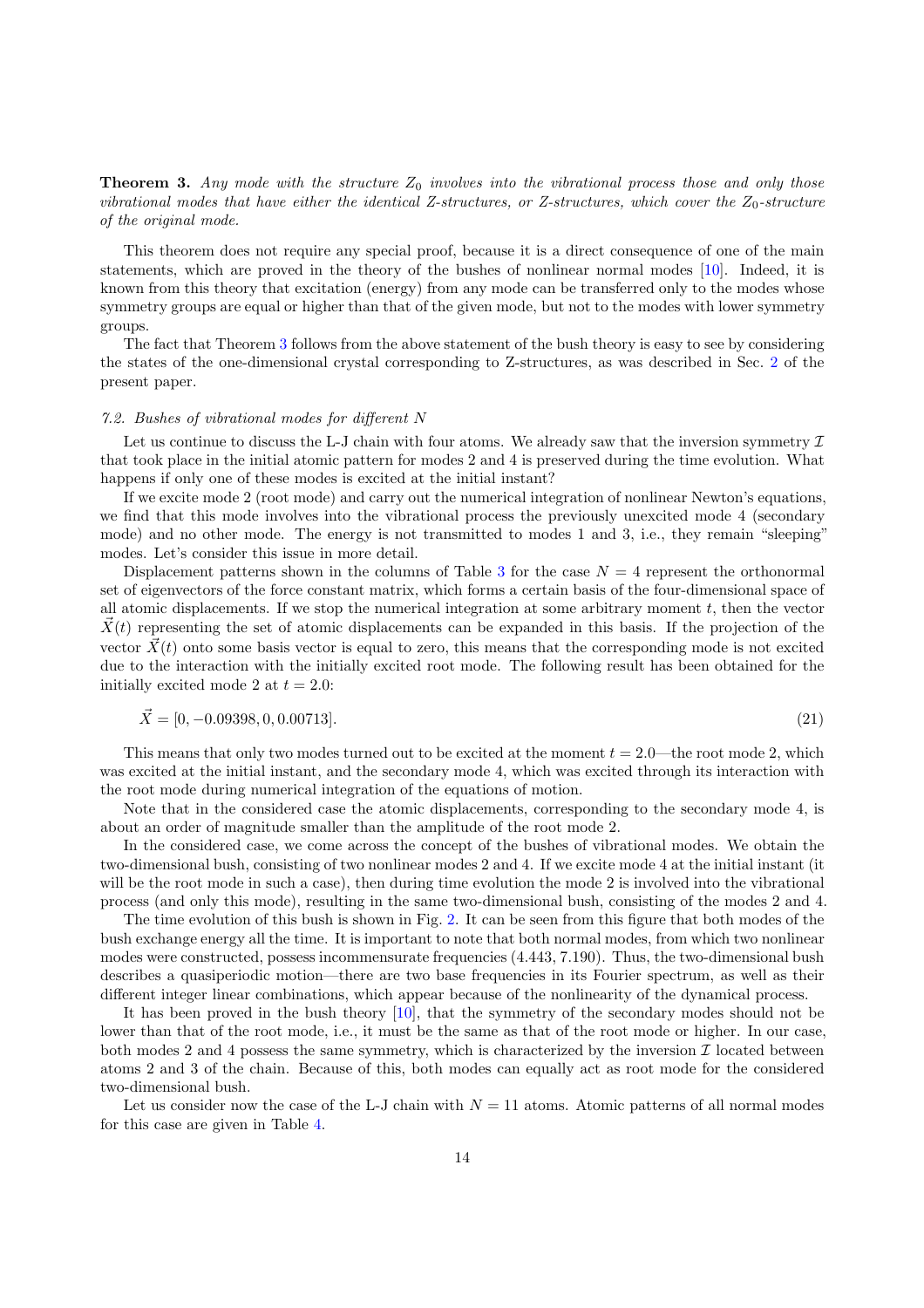**Theorem 3.** *Any mode with the structure $Z_0$ involves into the vibrational process those and only those vibrational modes that have either the identical Z-structures, or Z-structures, which cover the $Z_0$-structure of the original mode.*

This theorem does not require any special proof, because it is a direct consequence of one of the main statements, which are proved in the theory of the bushes of nonlinear normal modes [10]. Indeed, it is known from this theory that excitation (energy) from any mode can be transferred only to the modes whose symmetry groups are equal or higher than that of the given mode, but not to the modes with lower symmetry groups.

The fact that Theorem 3 follows from the above statement of the bush theory is easy to see by considering the states of the one-dimensional crystal corresponding to Z-structures, as was described in Sec. 2 of the present paper.

### *7.2. Bushes of vibrational modes for different N*

Let us continue to discuss the L-J chain with four atoms. We already saw that the inversion symmetry $\mathcal{I}$ that took place in the initial atomic pattern for modes 2 and 4 is preserved during the time evolution. What happens if only one of these modes is excited at the initial instant?

If we excite mode 2 (root mode) and carry out the numerical integration of nonlinear Newton's equations, we find that this mode involves into the vibrational process the previously unexcited mode 4 (secondary mode) and no other mode. The energy is not transmitted to modes 1 and 3, i.e., they remain "sleeping" modes. Let's consider this issue in more detail.

Displacement patterns shown in the columns of Table 3 for the case $N = 4$ represent the orthonormal set of eigenvectors of the force constant matrix, which forms a certain basis of the four-dimensional space of all atomic displacements. If we stop the numerical integration at some arbitrary moment $t$, then the vector $\vec{X}(t)$ representing the set of atomic displacements can be expanded in this basis. If the projection of the vector $\vec{X}(t)$ onto some basis vector is equal to zero, this means that the corresponding mode is not excited due to the interaction with the initially excited root mode. The following result has been obtained for the initially excited mode 2 at $t = 2.0$:

$$\vec{X} = [0, -0.09398, 0, 0.00713]. \tag{21}$$

This means that only two modes turned out to be excited at the moment $t = 2.0$—the root mode 2, which was excited at the initial instant, and the secondary mode 4, which was excited through its interaction with the root mode during numerical integration of the equations of motion.

Note that in the considered case the atomic displacements, corresponding to the secondary mode 4, is about an order of magnitude smaller than the amplitude of the root mode 2.

In the considered case, we come across the concept of the bushes of vibrational modes. We obtain the two-dimensional bush, consisting of two nonlinear modes 2 and 4. If we excite mode 4 at the initial instant (it will be the root mode in such a case), then during time evolution the mode 2 is involved into the vibrational process (and only this mode), resulting in the same two-dimensional bush, consisting of the modes 2 and 4.

The time evolution of this bush is shown in Fig. 2. It can be seen from this figure that both modes of the bush exchange energy all the time. It is important to note that both normal modes, from which two nonlinear modes were constructed, possess incommensurate frequencies (4.443, 7.190). Thus, the two-dimensional bush describes a quasiperiodic motion—there are two base frequencies in its Fourier spectrum, as well as their different integer linear combinations, which appear because of the nonlinearity of the dynamical process.

It has been proved in the bush theory [10], that the symmetry of the secondary modes should not be lower than that of the root mode, i.e., it must be the same as that of the root mode or higher. In our case, both modes 2 and 4 possess the same symmetry, which is characterized by the inversion $\mathcal{I}$ located between atoms 2 and 3 of the chain. Because of this, both modes can equally act as root mode for the considered two-dimensional bush.

Let us consider now the case of the L-J chain with $N = 11$ atoms. Atomic patterns of all normal modes for this case are given in Table 4.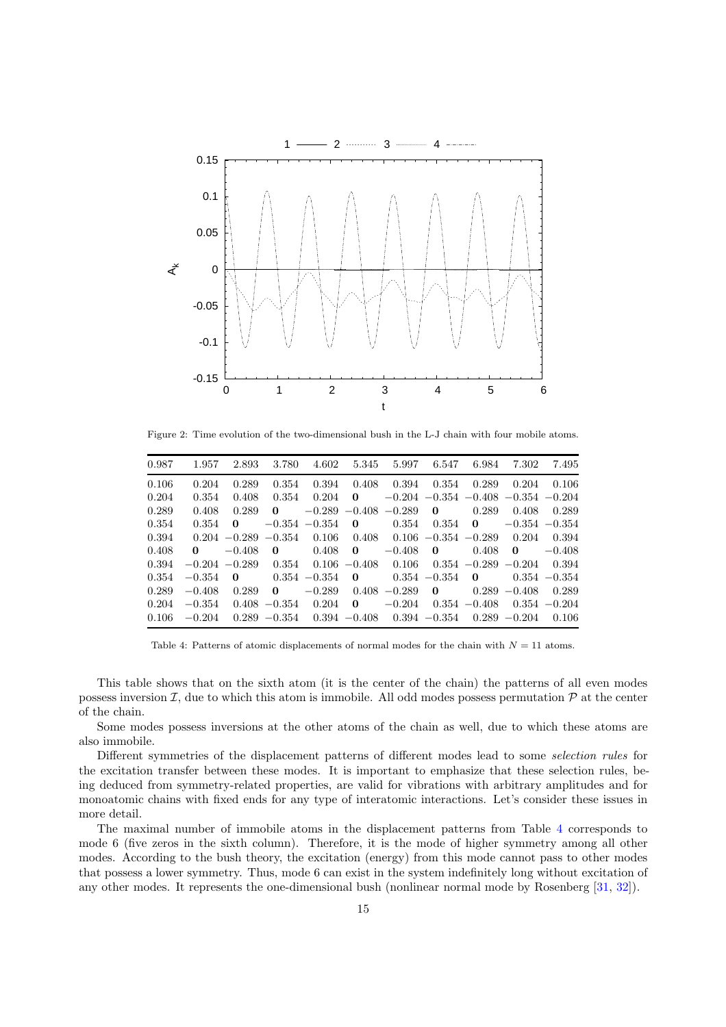Figure 2: Time evolution of the two-dimensional bush in the L-J chain with four mobile atoms.

| 0.987 | 1.957 | 2.893 | 3.780 | 4.602 | 5.345 | 5.997 | 6.547 | 6.984 | 7.302 | 7.495 |
|---|---|---|---|---|---|---|---|---|---|---|
| 0.106 | 0.204 | 0.289 | 0.354 | 0.394 | 0.408 | 0.394 | 0.354 | 0.289 | 0.204 | 0.106 |
| 0.204 | 0.354 | 0.408 | 0.354 | 0.204 | **0** | −0.204 | −0.354 | −0.408 | −0.354 | −0.204 |
| 0.289 | 0.408 | 0.289 | **0** | −0.289 | −0.408 | −0.289 | **0** | 0.289 | 0.408 | 0.289 |
| 0.354 | 0.354 | **0** | −0.354 | −0.354 | **0** | 0.354 | 0.354 | **0** | −0.354 | −0.354 |
| 0.394 | 0.204 | −0.289 | −0.354 | 0.106 | 0.408 | 0.106 | −0.354 | −0.289 | 0.204 | 0.394 |
| 0.408 | **0** | −0.408 | **0** | 0.408 | **0** | −0.408 | **0** | 0.408 | **0** | −0.408 |
| 0.394 | −0.204 | −0.289 | 0.354 | 0.106 | −0.408 | 0.106 | 0.354 | −0.289 | −0.204 | 0.394 |
| 0.354 | −0.354 | **0** | 0.354 | −0.354 | **0** | 0.354 | −0.354 | **0** | 0.354 | −0.354 |
| 0.289 | −0.408 | 0.289 | **0** | −0.289 | 0.408 | −0.289 | **0** | 0.289 | −0.408 | 0.289 |
| 0.204 | −0.354 | 0.408 | −0.354 | 0.204 | **0** | −0.204 | 0.354 | −0.408 | 0.354 | −0.204 |
| 0.106 | −0.204 | 0.289 | −0.354 | 0.394 | −0.408 | 0.394 | −0.354 | 0.289 | −0.204 | 0.106 |

Table 4: Patterns of atomic displacements of normal modes for the chain with $N = 11$ atoms.

This table shows that on the sixth atom (it is the center of the chain) the patterns of all even modes possess inversion $\mathcal{I}$, due to which this atom is immobile. All odd modes possess permutation $\mathcal{P}$ at the center of the chain.

Some modes possess inversions at the other atoms of the chain as well, due to which these atoms are also immobile.

Different symmetries of the displacement patterns of different modes lead to some *selection rules* for the excitation transfer between these modes. It is important to emphasize that these selection rules, being deduced from symmetry-related properties, are valid for vibrations with arbitrary amplitudes and for monoatomic chains with fixed ends for any type of interatomic interactions. Let's consider these issues in more detail.

The maximal number of immobile atoms in the displacement patterns from Table 4 corresponds to mode 6 (five zeros in the sixth column). Therefore, it is the mode of higher symmetry among all other modes. According to the bush theory, the excitation (energy) from this mode cannot pass to other modes that possess a lower symmetry. Thus, mode 6 can exist in the system indefinitely long without excitation of any other modes. It represents the one-dimensional bush (nonlinear normal mode by Rosenberg [31, 32]).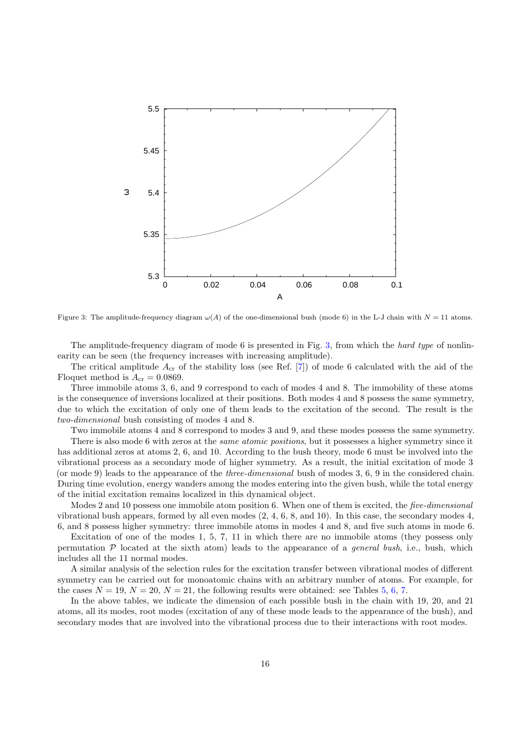Figure 3: The amplitude-frequency diagram $\omega(A)$ of the one-dimensional bush (mode 6) in the L-J chain with $N = 11$ atoms.

The amplitude-frequency diagram of mode 6 is presented in Fig. 3, from which the *hard type* of nonlinearity can be seen (the frequency increases with increasing amplitude).

The critical amplitude $A_{\mathrm{cr}}$ of the stability loss (see Ref. [7]) of mode 6 calculated with the aid of the Floquet method is $A_{\mathrm{cr}} = 0.0869$.

Three immobile atoms 3, 6, and 9 correspond to each of modes 4 and 8. The immobility of these atoms is the consequence of inversions localized at their positions. Both modes 4 and 8 possess the same symmetry, due to which the excitation of only one of them leads to the excitation of the second. The result is the *two-dimensional* bush consisting of modes 4 and 8.

Two immobile atoms 4 and 8 correspond to modes 3 and 9, and these modes possess the same symmetry.

There is also mode 6 with zeros at the *same atomic positions*, but it possesses a higher symmetry since it has additional zeros at atoms 2, 6, and 10. According to the bush theory, mode 6 must be involved into the vibrational process as a secondary mode of higher symmetry. As a result, the initial excitation of mode 3 (or mode 9) leads to the appearance of the *three-dimensional* bush of modes 3, 6, 9 in the considered chain. During time evolution, energy wanders among the modes entering into the given bush, while the total energy of the initial excitation remains localized in this dynamical object.

Modes 2 and 10 possess one immobile atom position 6. When one of them is excited, the *five-dimensional* vibrational bush appears, formed by all even modes (2, 4, 6, 8, and 10). In this case, the secondary modes 4, 6, and 8 possess higher symmetry: three immobile atoms in modes 4 and 8, and five such atoms in mode 6.

Excitation of one of the modes 1, 5, 7, 11 in which there are no immobile atoms (they possess only permutation $\mathcal{P}$ located at the sixth atom) leads to the appearance of a *general bush*, i.e., bush, which includes all the 11 normal modes.

A similar analysis of the selection rules for the excitation transfer between vibrational modes of different symmetry can be carried out for monoatomic chains with an arbitrary number of atoms. For example, for the cases $N = 19$, $N = 20$, $N = 21$, the following results were obtained: see Tables 5, 6, 7.

In the above tables, we indicate the dimension of each possible bush in the chain with 19, 20, and 21 atoms, all its modes, root modes (excitation of any of these mode leads to the appearance of the bush), and secondary modes that are involved into the vibrational process due to their interactions with root modes.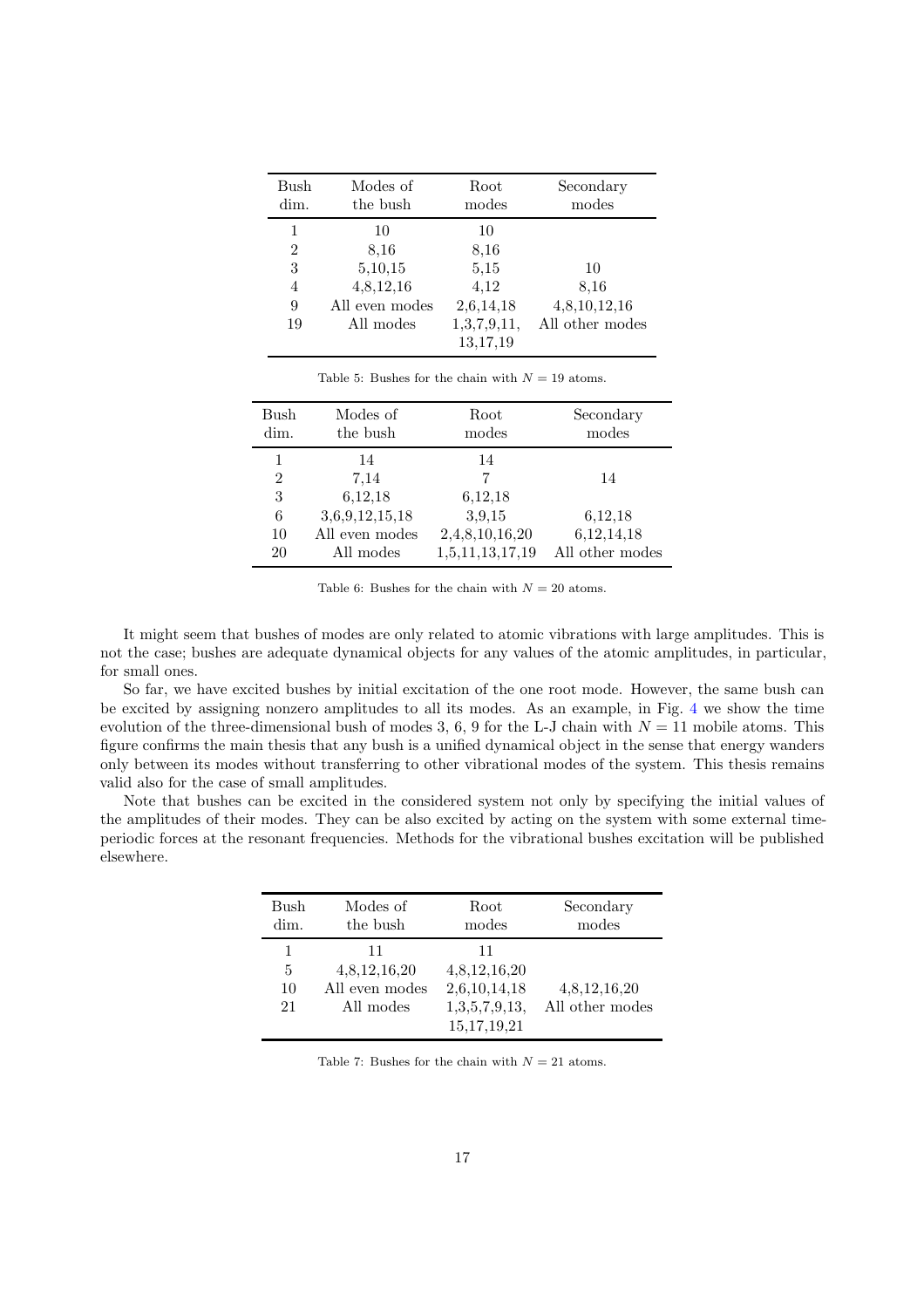| Bush dim. | Modes of the bush | Root modes | Secondary modes |
|---|---|---|---|
| 1 | 10 | 10 | |
| 2 | 8,16 | 8,16 | |
| 3 | 5,10,15 | 5,15 | 10 |
| 4 | 4,8,12,16 | 4,12 | 8,16 |
| 9 | All even modes | 2,6,14,18 | 4,8,10,12,16 |
| 19 | All modes | 1,3,7,9,11, 13,17,19 | All other modes |

Table 5: Bushes for the chain with $N = 19$ atoms.

| Bush dim. | Modes of the bush | Root modes | Secondary modes |
|---|---|---|---|
| 1 | 14 | 14 | |
| 2 | 7,14 | 7 | 14 |
| 3 | 6,12,18 | 6,12,18 | |
| 6 | 3,6,9,12,15,18 | 3,9,15 | 6,12,18 |
| 10 | All even modes | 2,4,8,10,16,20 | 6,12,14,18 |
| 20 | All modes | 1,5,11,13,17,19 | All other modes |

Table 6: Bushes for the chain with $N = 20$ atoms.

It might seem that bushes of modes are only related to atomic vibrations with large amplitudes. This is not the case; bushes are adequate dynamical objects for any values of the atomic amplitudes, in particular, for small ones.

So far, we have excited bushes by initial excitation of the one root mode. However, the same bush can be excited by assigning nonzero amplitudes to all its modes. As an example, in Fig. 4 we show the time evolution of the three-dimensional bush of modes 3, 6, 9 for the L-J chain with $N = 11$ mobile atoms. This figure confirms the main thesis that any bush is a unified dynamical object in the sense that energy wanders only between its modes without transferring to other vibrational modes of the system. This thesis remains valid also for the case of small amplitudes.

Note that bushes can be excited in the considered system not only by specifying the initial values of the amplitudes of their modes. They can be also excited by acting on the system with some external time-periodic forces at the resonant frequencies. Methods for the vibrational bushes excitation will be published elsewhere.

| Bush dim. | Modes of the bush | Root modes | Secondary modes |
|---|---|---|---|
| 1 | 11 | 11 | |
| 5 | 4,8,12,16,20 | 4,8,12,16,20 | |
| 10 | All even modes | 2,6,10,14,18 | 4,8,12,16,20 |
| 21 | All modes | 1,3,5,7,9,13, 15,17,19,21 | All other modes |

Table 7: Bushes for the chain with $N = 21$ atoms.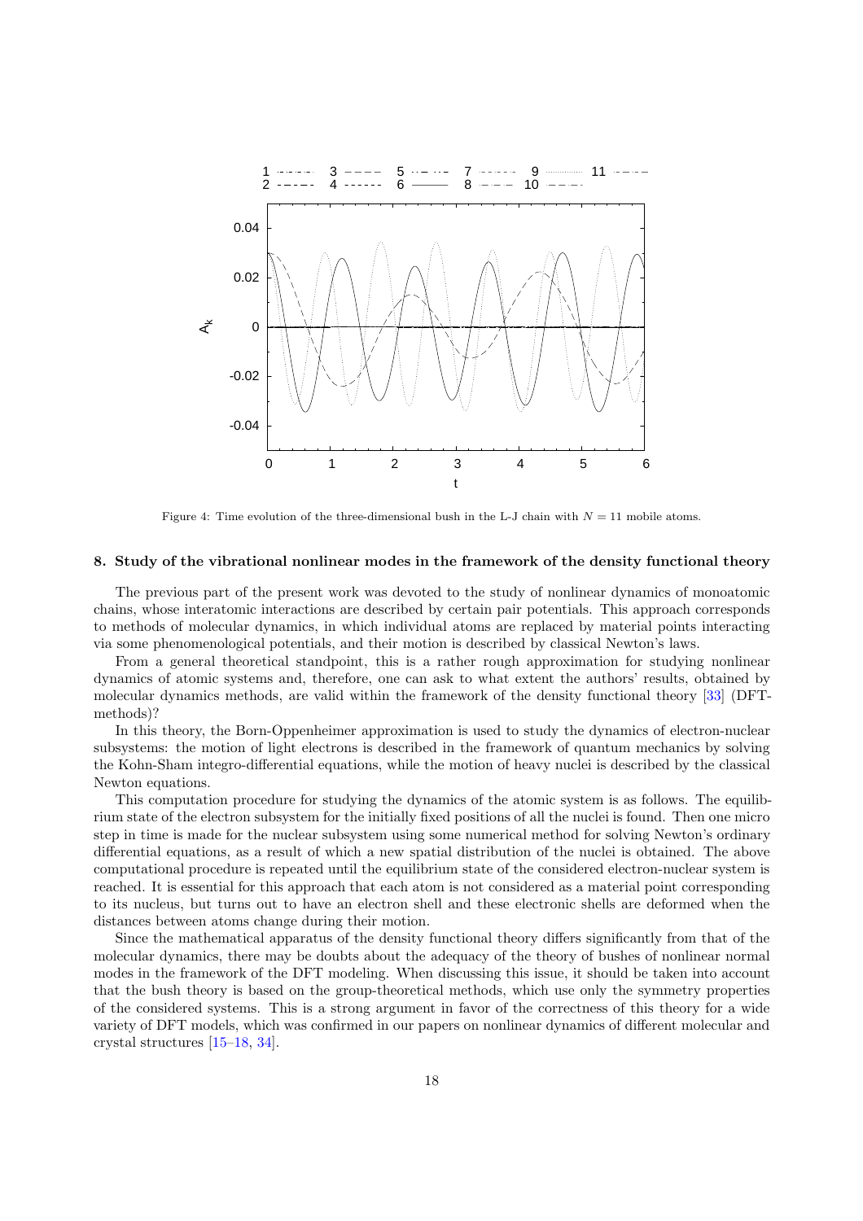Figure 4: Time evolution of the three-dimensional bush in the L-J chain with $N = 11$ mobile atoms.

## 8. Study of the vibrational nonlinear modes in the framework of the density functional theory

The previous part of the present work was devoted to the study of nonlinear dynamics of monoatomic chains, whose interatomic interactions are described by certain pair potentials. This approach corresponds to methods of molecular dynamics, in which individual atoms are replaced by material points interacting via some phenomenological potentials, and their motion is described by classical Newton's laws.

From a general theoretical standpoint, this is a rather rough approximation for studying nonlinear dynamics of atomic systems and, therefore, one can ask to what extent the authors' results, obtained by molecular dynamics methods, are valid within the framework of the density functional theory [33] (DFT-methods)?

In this theory, the Born-Oppenheimer approximation is used to study the dynamics of electron-nuclear subsystems: the motion of light electrons is described in the framework of quantum mechanics by solving the Kohn-Sham integro-differential equations, while the motion of heavy nuclei is described by the classical Newton equations.

This computation procedure for studying the dynamics of the atomic system is as follows. The equilibrium state of the electron subsystem for the initially fixed positions of all the nuclei is found. Then one micro step in time is made for the nuclear subsystem using some numerical method for solving Newton's ordinary differential equations, as a result of which a new spatial distribution of the nuclei is obtained. The above computational procedure is repeated until the equilibrium state of the considered electron-nuclear system is reached. It is essential for this approach that each atom is not considered as a material point corresponding to its nucleus, but turns out to have an electron shell and these electronic shells are deformed when the distances between atoms change during their motion.

Since the mathematical apparatus of the density functional theory differs significantly from that of the molecular dynamics, there may be doubts about the adequacy of the theory of bushes of nonlinear normal modes in the framework of the DFT modeling. When discussing this issue, it should be taken into account that the bush theory is based on the group-theoretical methods, which use only the symmetry properties of the considered systems. This is a strong argument in favor of the correctness of this theory for a wide variety of DFT models, which was confirmed in our papers on nonlinear dynamics of different molecular and crystal structures [15–18, 34].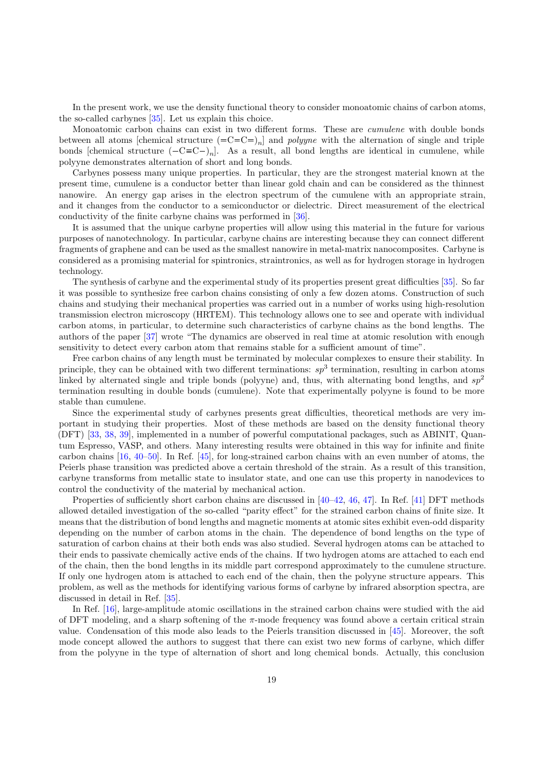In the present work, we use the density functional theory to consider monoatomic chains of carbon atoms, the so-called carbynes [35]. Let us explain this choice.

Monoatomic carbon chains can exist in two different forms. These are *cumulene* with double bonds between all atoms [chemical structure $(=\mathrm{C}=\mathrm{C}=)_n$] and *polyyne* with the alternation of single and triple bonds [chemical structure $(-\mathrm{C}\equiv\mathrm{C}-)_n$]. As a result, all bond lengths are identical in cumulene, while polyyne demonstrates alternation of short and long bonds.

Carbynes possess many unique properties. In particular, they are the strongest material known at the present time, cumulene is a conductor better than linear gold chain and can be considered as the thinnest nanowire. An energy gap arises in the electron spectrum of the cumulene with an appropriate strain, and it changes from the conductor to a semiconductor or dielectric. Direct measurement of the electrical conductivity of the finite carbyne chains was performed in [36].

It is assumed that the unique carbyne properties will allow using this material in the future for various purposes of nanotechnology. In particular, carbyne chains are interesting because they can connect different fragments of graphene and can be used as the smallest nanowire in metal-matrix nanocomposites. Carbyne is considered as a promising material for spintronics, straintronics, as well as for hydrogen storage in hydrogen technology.

The synthesis of carbyne and the experimental study of its properties present great difficulties [35]. So far it was possible to synthesize free carbon chains consisting of only a few dozen atoms. Construction of such chains and studying their mechanical properties was carried out in a number of works using high-resolution transmission electron microscopy (HRTEM). This technology allows one to see and operate with individual carbon atoms, in particular, to determine such characteristics of carbyne chains as the bond lengths. The authors of the paper [37] wrote "The dynamics are observed in real time at atomic resolution with enough sensitivity to detect every carbon atom that remains stable for a sufficient amount of time".

Free carbon chains of any length must be terminated by molecular complexes to ensure their stability. In principle, they can be obtained with two different terminations: $sp^3$ termination, resulting in carbon atoms linked by alternated single and triple bonds (polyyne) and, thus, with alternating bond lengths, and $sp^2$ termination resulting in double bonds (cumulene). Note that experimentally polyyne is found to be more stable than cumulene.

Since the experimental study of carbynes presents great difficulties, theoretical methods are very important in studying their properties. Most of these methods are based on the density functional theory (DFT) [33, 38, 39], implemented in a number of powerful computational packages, such as ABINIT, Quantum Espresso, VASP, and others. Many interesting results were obtained in this way for infinite and finite carbon chains [16, 40–50]. In Ref. [45], for long-strained carbon chains with an even number of atoms, the Peierls phase transition was predicted above a certain threshold of the strain. As a result of this transition, carbyne transforms from metallic state to insulator state, and one can use this property in nanodevices to control the conductivity of the material by mechanical action.

Properties of sufficiently short carbon chains are discussed in [40–42, 46, 47]. In Ref. [41] DFT methods allowed detailed investigation of the so-called "parity effect" for the strained carbon chains of finite size. It means that the distribution of bond lengths and magnetic moments at atomic sites exhibit even-odd disparity depending on the number of carbon atoms in the chain. The dependence of bond lengths on the type of saturation of carbon chains at their both ends was also studied. Several hydrogen atoms can be attached to their ends to passivate chemically active ends of the chains. If two hydrogen atoms are attached to each end of the chain, then the bond lengths in its middle part correspond approximately to the cumulene structure. If only one hydrogen atom is attached to each end of the chain, then the polyyne structure appears. This problem, as well as the methods for identifying various forms of carbyne by infrared absorption spectra, are discussed in detail in Ref. [35].

In Ref. [16], large-amplitude atomic oscillations in the strained carbon chains were studied with the aid of DFT modeling, and a sharp softening of the $\pi$-mode frequency was found above a certain critical strain value. Condensation of this mode also leads to the Peierls transition discussed in [45]. Moreover, the soft mode concept allowed the authors to suggest that there can exist two new forms of carbyne, which differ from the polyyne in the type of alternation of short and long chemical bonds. Actually, this conclusion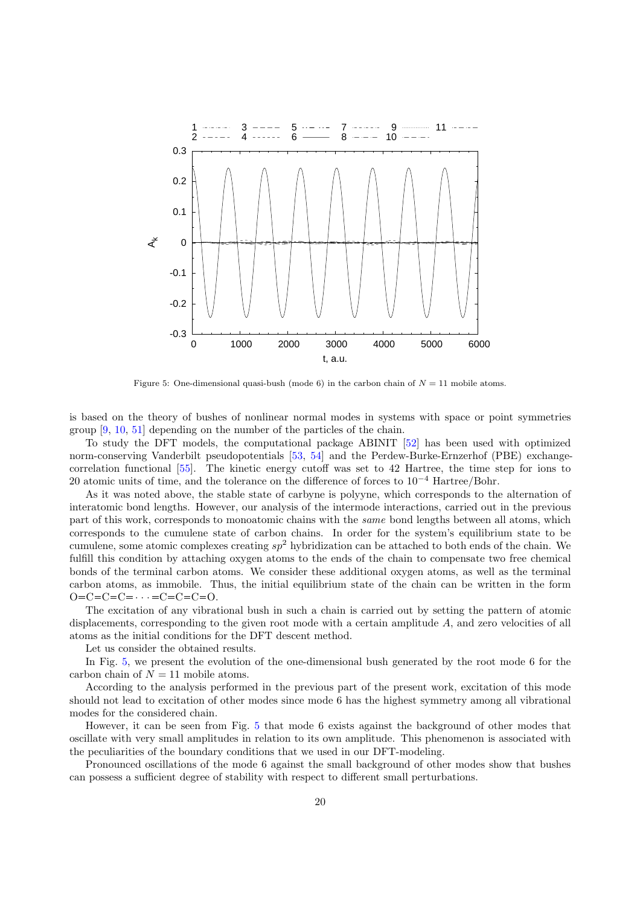Figure 5: One-dimensional quasi-bush (mode 6) in the carbon chain of $N = 11$ mobile atoms.

is based on the theory of bushes of nonlinear normal modes in systems with space or point symmetries group [9, 10, 51] depending on the number of the particles of the chain.

To study the DFT models, the computational package ABINIT [52] has been used with optimized norm-conserving Vanderbilt pseudopotentials [53, 54] and the Perdew-Burke-Ernzerhof (PBE) exchange-correlation functional [55]. The kinetic energy cutoff was set to 42 Hartree, the time step for ions to 20 atomic units of time, and the tolerance on the difference of forces to $10^{-4}$ Hartree/Bohr.

As it was noted above, the stable state of carbyne is polyyne, which corresponds to the alternation of interatomic bond lengths. However, our analysis of the intermode interactions, carried out in the previous part of this work, corresponds to monoatomic chains with the *same* bond lengths between all atoms, which corresponds to the cumulene state of carbon chains. In order for the system's equilibrium state to be cumulene, some atomic complexes creating $sp^2$ hybridization can be attached to both ends of the chain. We fulfill this condition by attaching oxygen atoms to the ends of the chain to compensate two free chemical bonds of the terminal carbon atoms. We consider these additional oxygen atoms, as well as the terminal carbon atoms, as immobile. Thus, the initial equilibrium state of the chain can be written in the form O=C=C=C=$\cdots$=C=C=C=O.

The excitation of any vibrational bush in such a chain is carried out by setting the pattern of atomic displacements, corresponding to the given root mode with a certain amplitude $A$, and zero velocities of all atoms as the initial conditions for the DFT descent method.

Let us consider the obtained results.

In Fig. 5, we present the evolution of the one-dimensional bush generated by the root mode 6 for the carbon chain of $N = 11$ mobile atoms.

According to the analysis performed in the previous part of the present work, excitation of this mode should not lead to excitation of other modes since mode 6 has the highest symmetry among all vibrational modes for the considered chain.

However, it can be seen from Fig. 5 that mode 6 exists against the background of other modes that oscillate with very small amplitudes in relation to its own amplitude. This phenomenon is associated with the peculiarities of the boundary conditions that we used in our DFT-modeling.

Pronounced oscillations of the mode 6 against the small background of other modes show that bushes can possess a sufficient degree of stability with respect to different small perturbations.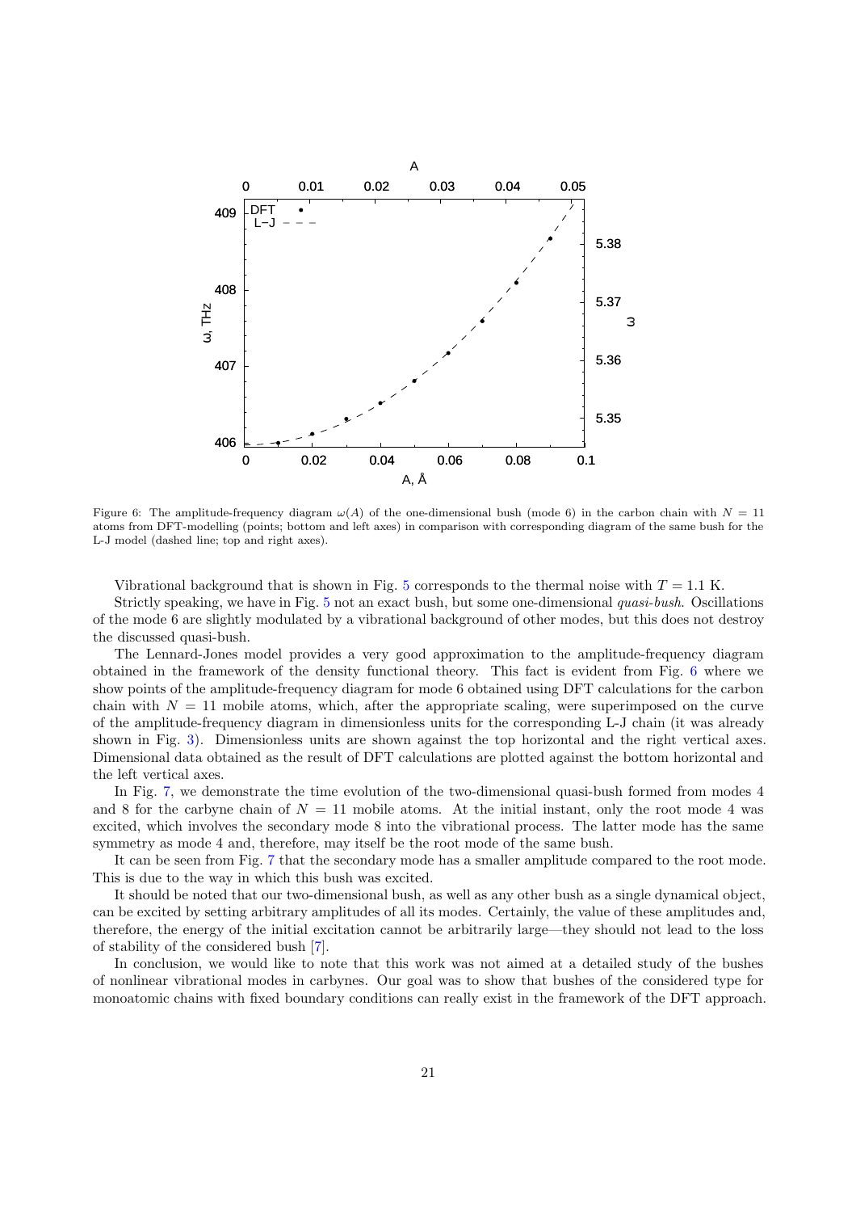Figure 6: The amplitude-frequency diagram $\omega(A)$ of the one-dimensional bush (mode 6) in the carbon chain with $N = 11$ atoms from DFT-modelling (points; bottom and left axes) in comparison with corresponding diagram of the same bush for the L-J model (dashed line; top and right axes).

Vibrational background that is shown in Fig. 5 corresponds to the thermal noise with $T = 1.1$ K.

Strictly speaking, we have in Fig. 5 not an exact bush, but some one-dimensional *quasi-bush*. Oscillations of the mode 6 are slightly modulated by a vibrational background of other modes, but this does not destroy the discussed quasi-bush.

The Lennard-Jones model provides a very good approximation to the amplitude-frequency diagram obtained in the framework of the density functional theory. This fact is evident from Fig. 6 where we show points of the amplitude-frequency diagram for mode 6 obtained using DFT calculations for the carbon chain with $N = 11$ mobile atoms, which, after the appropriate scaling, were superimposed on the curve of the amplitude-frequency diagram in dimensionless units for the corresponding L-J chain (it was already shown in Fig. 3). Dimensionless units are shown against the top horizontal and the right vertical axes. Dimensional data obtained as the result of DFT calculations are plotted against the bottom horizontal and the left vertical axes.

In Fig. 7, we demonstrate the time evolution of the two-dimensional quasi-bush formed from modes 4 and 8 for the carbyne chain of $N = 11$ mobile atoms. At the initial instant, only the root mode 4 was excited, which involves the secondary mode 8 into the vibrational process. The latter mode has the same symmetry as mode 4 and, therefore, may itself be the root mode of the same bush.

It can be seen from Fig. 7 that the secondary mode has a smaller amplitude compared to the root mode. This is due to the way in which this bush was excited.

It should be noted that our two-dimensional bush, as well as any other bush as a single dynamical object, can be excited by setting arbitrary amplitudes of all its modes. Certainly, the value of these amplitudes and, therefore, the energy of the initial excitation cannot be arbitrarily large—they should not lead to the loss of stability of the considered bush [7].

In conclusion, we would like to note that this work was not aimed at a detailed study of the bushes of nonlinear vibrational modes in carbynes. Our goal was to show that bushes of the considered type for monoatomic chains with fixed boundary conditions can really exist in the framework of the DFT approach.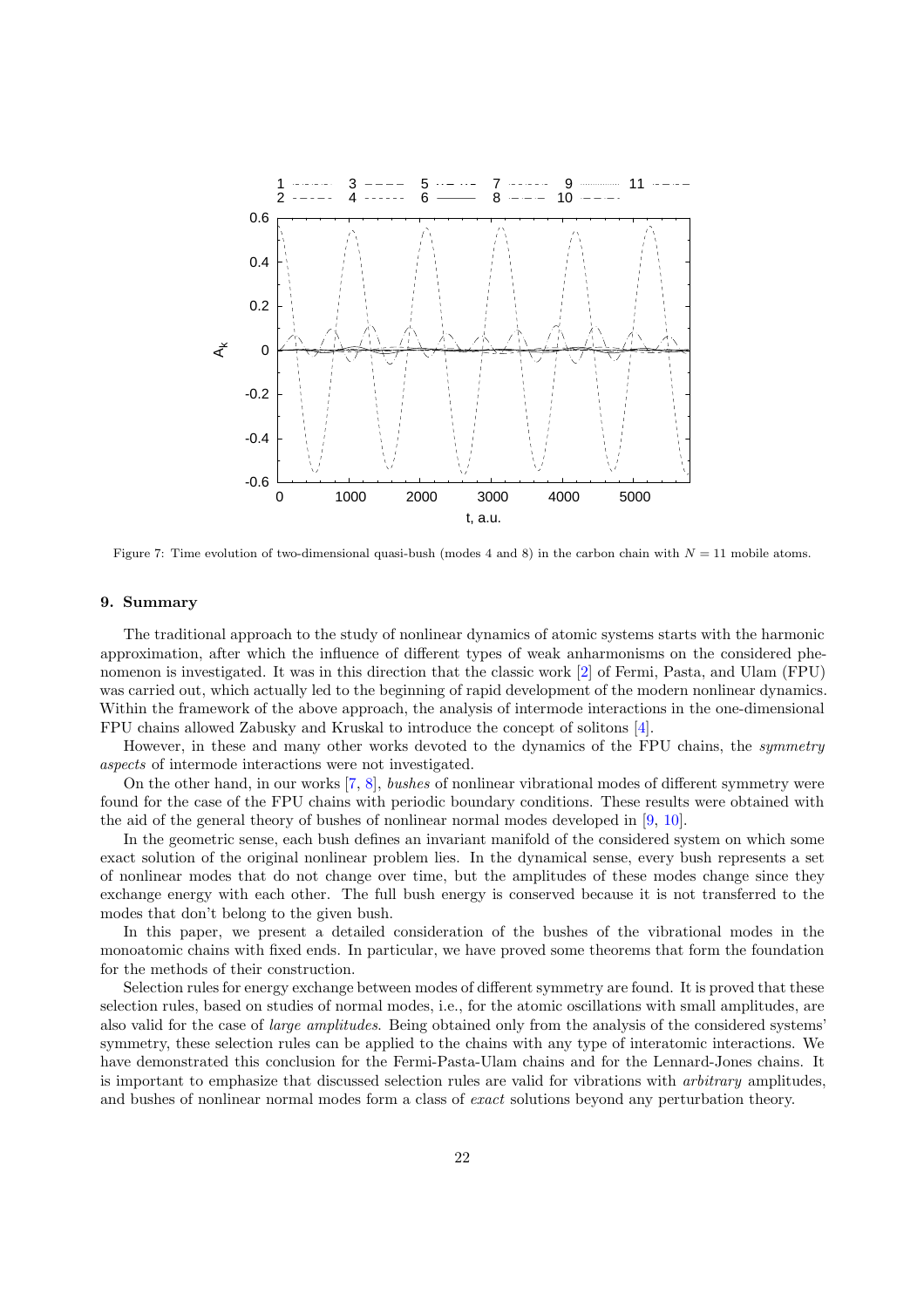Figure 7: Time evolution of two-dimensional quasi-bush (modes 4 and 8) in the carbon chain with $N = 11$ mobile atoms.

## 9. Summary

The traditional approach to the study of nonlinear dynamics of atomic systems starts with the harmonic approximation, after which the influence of different types of weak anharmonisms on the considered phenomenon is investigated. It was in this direction that the classic work [2] of Fermi, Pasta, and Ulam (FPU) was carried out, which actually led to the beginning of rapid development of the modern nonlinear dynamics. Within the framework of the above approach, the analysis of intermode interactions in the one-dimensional FPU chains allowed Zabusky and Kruskal to introduce the concept of solitons [4].

However, in these and many other works devoted to the dynamics of the FPU chains, the *symmetry aspects* of intermode interactions were not investigated.

On the other hand, in our works [7, 8], *bushes* of nonlinear vibrational modes of different symmetry were found for the case of the FPU chains with periodic boundary conditions. These results were obtained with the aid of the general theory of bushes of nonlinear normal modes developed in [9, 10].

In the geometric sense, each bush defines an invariant manifold of the considered system on which some exact solution of the original nonlinear problem lies. In the dynamical sense, every bush represents a set of nonlinear modes that do not change over time, but the amplitudes of these modes change since they exchange energy with each other. The full bush energy is conserved because it is not transferred to the modes that don't belong to the given bush.

In this paper, we present a detailed consideration of the bushes of the vibrational modes in the monoatomic chains with fixed ends. In particular, we have proved some theorems that form the foundation for the methods of their construction.

Selection rules for energy exchange between modes of different symmetry are found. It is proved that these selection rules, based on studies of normal modes, i.e., for the atomic oscillations with small amplitudes, are also valid for the case of *large amplitudes*. Being obtained only from the analysis of the considered systems' symmetry, these selection rules can be applied to the chains with any type of interatomic interactions. We have demonstrated this conclusion for the Fermi-Pasta-Ulam chains and for the Lennard-Jones chains. It is important to emphasize that discussed selection rules are valid for vibrations with *arbitrary* amplitudes, and bushes of nonlinear normal modes form a class of *exact* solutions beyond any perturbation theory.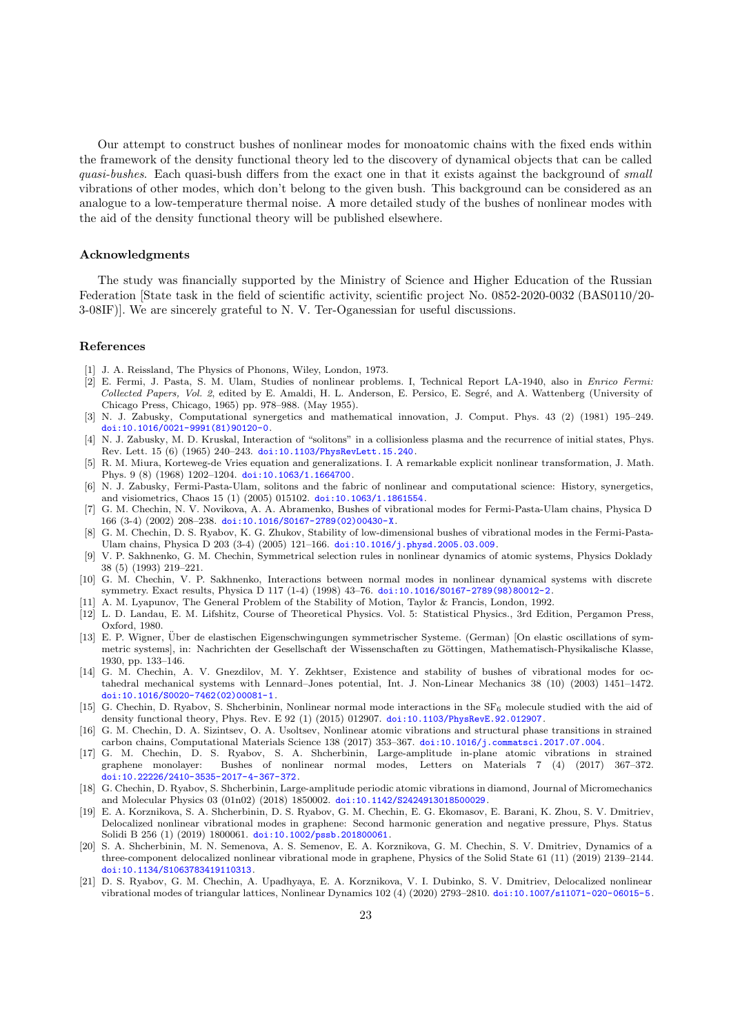Our attempt to construct bushes of nonlinear modes for monoatomic chains with the fixed ends within the framework of the density functional theory led to the discovery of dynamical objects that can be called *quasi-bushes*. Each quasi-bush differs from the exact one in that it exists against the background of *small* vibrations of other modes, which don't belong to the given bush. This background can be considered as an analogue to a low-temperature thermal noise. A more detailed study of the bushes of nonlinear modes with the aid of the density functional theory will be published elsewhere.

## Acknowledgments

The study was financially supported by the Ministry of Science and Higher Education of the Russian Federation [State task in the field of scientific activity, scientific project No. 0852-2020-0032 (BAS0110/20-3-08IF)]. We are sincerely grateful to N. V. Ter-Oganessian for useful discussions.

## References

[1] J. A. Reissland, The Physics of Phonons, Wiley, London, 1973.

[2] E. Fermi, J. Pasta, S. M. Ulam, Studies of nonlinear problems. I, Technical Report LA-1940, also in *Enrico Fermi: Collected Papers, Vol. 2*, edited by E. Amaldi, H. L. Anderson, E. Persico, E. Segré, and A. Wattenberg (University of Chicago Press, Chicago, 1965) pp. 978–988. (May 1955).

[3] N. J. Zabusky, Computational synergetics and mathematical innovation, J. Comput. Phys. 43 (2) (1981) 195–249. doi:10.1016/0021-9991(81)90120-0.

[4] N. J. Zabusky, M. D. Kruskal, Interaction of "solitons" in a collisionless plasma and the recurrence of initial states, Phys. Rev. Lett. 15 (6) (1965) 240–243. doi:10.1103/PhysRevLett.15.240.

[5] R. M. Miura, Korteweg-de Vries equation and generalizations. I. A remarkable explicit nonlinear transformation, J. Math. Phys. 9 (8) (1968) 1202–1204. doi:10.1063/1.1664700.

[6] N. J. Zabusky, Fermi-Pasta-Ulam, solitons and the fabric of nonlinear and computational science: History, synergetics, and visiometrics, Chaos 15 (1) (2005) 015102. doi:10.1063/1.1861554.

[7] G. M. Chechin, N. V. Novikova, A. A. Abramenko, Bushes of vibrational modes for Fermi-Pasta-Ulam chains, Physica D 166 (3-4) (2002) 208–238. doi:10.1016/S0167-2789(02)00430-X.

[8] G. M. Chechin, D. S. Ryabov, K. G. Zhukov, Stability of low-dimensional bushes of vibrational modes in the Fermi-Pasta-Ulam chains, Physica D 203 (3-4) (2005) 121–166. doi:10.1016/j.physd.2005.03.009.

[9] V. P. Sakhnenko, G. M. Chechin, Symmetrical selection rules in nonlinear dynamics of atomic systems, Physics Doklady 38 (5) (1993) 219–221.

[10] G. M. Chechin, V. P. Sakhnenko, Interactions between normal modes in nonlinear dynamical systems with discrete symmetry. Exact results, Physica D 117 (1-4) (1998) 43–76. doi:10.1016/S0167-2789(98)80012-2.

[11] A. M. Lyapunov, The General Problem of the Stability of Motion, Taylor & Francis, London, 1992.

[12] L. D. Landau, E. M. Lifshitz, Course of Theoretical Physics. Vol. 5: Statistical Physics., 3rd Edition, Pergamon Press, Oxford, 1980.

[13] E. P. Wigner, Über de elastischen Eigenschwingungen symmetrischer Systeme. (German) [On elastic oscillations of symmetric systems], in: Nachrichten der Gesellschaft der Wissenschaften zu Göttingen, Mathematisch-Physikalische Klasse, 1930, pp. 133–146.

[14] G. M. Chechin, A. V. Gnezdilov, M. Y. Zekhtser, Existence and stability of bushes of vibrational modes for octahedral mechanical systems with Lennard–Jones potential, Int. J. Non-Linear Mechanics 38 (10) (2003) 1451–1472. doi:10.1016/S0020-7462(02)00081-1.

[15] G. Chechin, D. Ryabov, S. Shcherbinin, Nonlinear normal mode interactions in the $SF_6$ molecule studied with the aid of density functional theory, Phys. Rev. E 92 (1) (2015) 012907. doi:10.1103/PhysRevE.92.012907.

[16] G. M. Chechin, D. A. Sizintsev, O. A. Usoltsev, Nonlinear atomic vibrations and structural phase transitions in strained carbon chains, Computational Materials Science 138 (2017) 353–367. doi:10.1016/j.commatsci.2017.07.004.

[17] G. M. Chechin, D. S. Ryabov, S. A. Shcherbinin, Large-amplitude in-plane atomic vibrations in strained graphene monolayer: Bushes of nonlinear normal modes, Letters on Materials 7 (4) (2017) 367–372. doi:10.22226/2410-3535-2017-4-367-372.

[18] G. Chechin, D. Ryabov, S. Shcherbinin, Large-amplitude periodic atomic vibrations in diamond, Journal of Micromechanics and Molecular Physics 03 (01n02) (2018) 1850002. doi:10.1142/S2424913018500029.

[19] E. A. Korznikova, S. A. Shcherbinin, D. S. Ryabov, G. M. Chechin, E. G. Ekomasov, E. Barani, K. Zhou, S. V. Dmitriev, Delocalized nonlinear vibrational modes in graphene: Second harmonic generation and negative pressure, Phys. Status Solidi B 256 (1) (2019) 1800061. doi:10.1002/pssb.201800061.

[20] S. A. Shcherbinin, M. N. Semenova, A. S. Semenov, E. A. Korznikova, G. M. Chechin, S. V. Dmitriev, Dynamics of a three-component delocalized nonlinear vibrational mode in graphene, Physics of the Solid State 61 (11) (2019) 2139–2144. doi:10.1134/S1063783419110313.

[21] D. S. Ryabov, G. M. Chechin, A. Upadhyaya, E. A. Korznikova, V. I. Dubinko, S. V. Dmitriev, Delocalized nonlinear vibrational modes of triangular lattices, Nonlinear Dynamics 102 (4) (2020) 2793–2810. doi:10.1007/s11071-020-06015-5.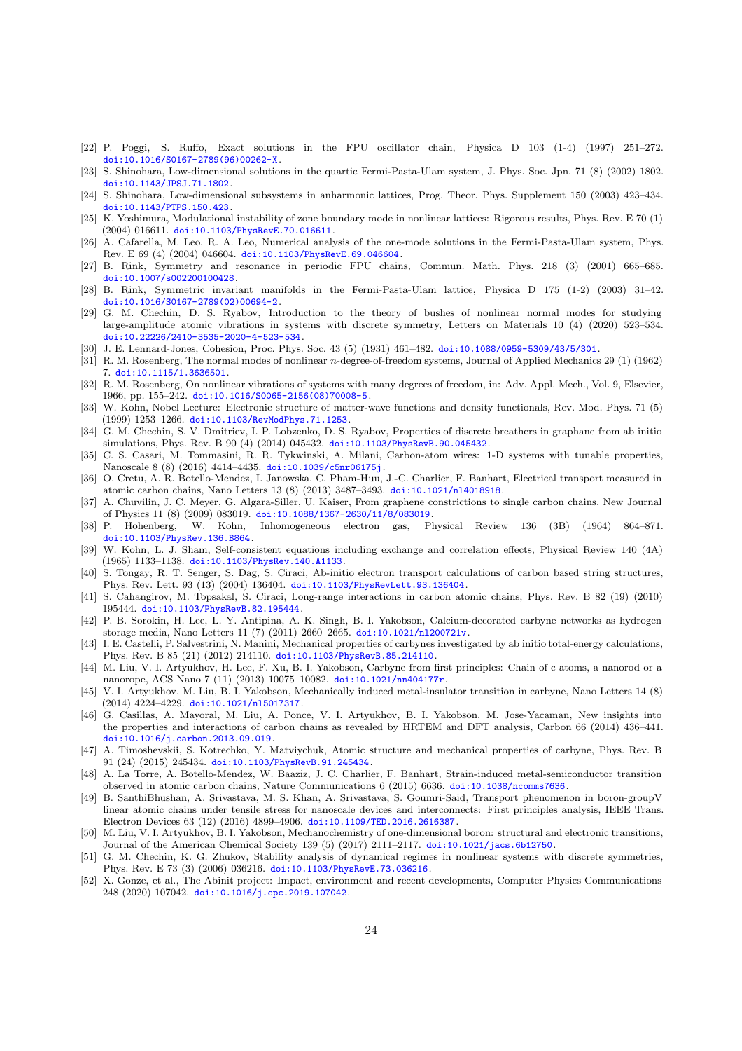[22] P. Poggi, S. Ruffo, Exact solutions in the FPU oscillator chain, Physica D 103 (1-4) (1997) 251–272. doi:10.1016/S0167-2789(96)00262-X.

[23] S. Shinohara, Low-dimensional solutions in the quartic Fermi-Pasta-Ulam system, J. Phys. Soc. Jpn. 71 (8) (2002) 1802. doi:10.1143/JPSJ.71.1802.

[24] S. Shinohara, Low-dimensional subsystems in anharmonic lattices, Prog. Theor. Phys. Supplement 150 (2003) 423–434. doi:10.1143/PTPS.150.423.

[25] K. Yoshimura, Modulational instability of zone boundary mode in nonlinear lattices: Rigorous results, Phys. Rev. E 70 (1) (2004) 016611. doi:10.1103/PhysRevE.70.016611.

[26] A. Cafarella, M. Leo, R. A. Leo, Numerical analysis of the one-mode solutions in the Fermi-Pasta-Ulam system, Phys. Rev. E 69 (4) (2004) 046604. doi:10.1103/PhysRevE.69.046604.

[27] B. Rink, Symmetry and resonance in periodic FPU chains, Commun. Math. Phys. 218 (3) (2001) 665–685. doi:10.1007/s002200100428.

[28] B. Rink, Symmetric invariant manifolds in the Fermi-Pasta-Ulam lattice, Physica D 175 (1-2) (2003) 31–42. doi:10.1016/S0167-2789(02)00694-2.

[29] G. M. Chechin, D. S. Ryabov, Introduction to the theory of bushes of nonlinear normal modes for studying large-amplitude atomic vibrations in systems with discrete symmetry, Letters on Materials 10 (4) (2020) 523–534. doi:10.22226/2410-3535-2020-4-523-534.

[30] J. E. Lennard-Jones, Cohesion, Proc. Phys. Soc. 43 (5) (1931) 461–482. doi:10.1088/0959-5309/43/5/301.

[31] R. M. Rosenberg, The normal modes of nonlinear $n$-degree-of-freedom systems, Journal of Applied Mechanics 29 (1) (1962) 7. doi:10.1115/1.3636501.

[32] R. M. Rosenberg, On nonlinear vibrations of systems with many degrees of freedom, in: Adv. Appl. Mech., Vol. 9, Elsevier, 1966, pp. 155–242. doi:10.1016/S0065-2156(08)70008-5.

[33] W. Kohn, Nobel Lecture: Electronic structure of matter-wave functions and density functionals, Rev. Mod. Phys. 71 (5) (1999) 1253–1266. doi:10.1103/RevModPhys.71.1253.

[34] G. M. Chechin, S. V. Dmitriev, I. P. Lobzenko, D. S. Ryabov, Properties of discrete breathers in graphene from ab initio simulations, Phys. Rev. B 90 (4) (2014) 045432. doi:10.1103/PhysRevB.90.045432.

[35] C. S. Casari, M. Tommasini, R. R. Tykwinski, A. Milani, Carbon-atom wires: 1-D systems with tunable properties, Nanoscale 8 (8) (2016) 4414–4435. doi:10.1039/c5nr06175j.

[36] O. Cretu, A. R. Botello-Mendez, I. Janowska, C. Pham-Huu, J.-C. Charlier, F. Banhart, Electrical transport measured in atomic carbon chains, Nano Letters 13 (8) (2013) 3487–3493. doi:10.1021/nl4018918.

[37] A. Chuvilin, J. C. Meyer, G. Algara-Siller, U. Kaiser, From graphene constrictions to single carbon chains, New Journal of Physics 11 (8) (2009) 083019. doi:10.1088/1367-2630/11/8/083019.

[38] P. Hohenberg, W. Kohn, Inhomogeneous electron gas, Physical Review 136 (3B) (1964) 864–871. doi:10.1103/PhysRev.136.B864.

[39] W. Kohn, L. J. Sham, Self-consistent equations including exchange and correlation effects, Physical Review 140 (4A) (1965) 1133–1138. doi:10.1103/PhysRev.140.A1133.

[40] S. Tongay, R. T. Senger, S. Dag, S. Ciraci, Ab-initio electron transport calculations of carbon based string structures, Phys. Rev. Lett. 93 (13) (2004) 136404. doi:10.1103/PhysRevLett.93.136404.

[41] S. Cahangirov, M. Topsakal, S. Ciraci, Long-range interactions in carbon atomic chains, Phys. Rev. B 82 (19) (2010) 195444. doi:10.1103/PhysRevB.82.195444.

[42] P. B. Sorokin, H. Lee, L. Y. Antipina, A. K. Singh, B. I. Yakobson, Calcium-decorated carbyne networks as hydrogen storage media, Nano Letters 11 (7) (2011) 2660–2665. doi:10.1021/nl200721v.

[43] I. E. Castelli, P. Salvestrini, N. Manini, Mechanical properties of carbynes investigated by ab initio total-energy calculations, Phys. Rev. B 85 (21) (2012) 214110. doi:10.1103/PhysRevB.85.214110.

[44] M. Liu, V. I. Artyukhov, H. Lee, F. Xu, B. I. Yakobson, Carbyne from first principles: Chain of c atoms, a nanorod or a nanorope, ACS Nano 7 (11) (2013) 10075–10082. doi:10.1021/nn404177r.

[45] V. I. Artyukhov, M. Liu, B. I. Yakobson, Mechanically induced metal-insulator transition in carbyne, Nano Letters 14 (8) (2014) 4224–4229. doi:10.1021/nl5017317.

[46] G. Casillas, A. Mayoral, M. Liu, A. Ponce, V. I. Artyukhov, B. I. Yakobson, M. Jose-Yacaman, New insights into the properties and interactions of carbon chains as revealed by HRTEM and DFT analysis, Carbon 66 (2014) 436–441. doi:10.1016/j.carbon.2013.09.019.

[47] A. Timoshevskii, S. Kotrechko, Y. Matviychuk, Atomic structure and mechanical properties of carbyne, Phys. Rev. B 91 (24) (2015) 245434. doi:10.1103/PhysRevB.91.245434.

[48] A. La Torre, A. Botello-Mendez, W. Baaziz, J. C. Charlier, F. Banhart, Strain-induced metal-semiconductor transition observed in atomic carbon chains, Nature Communications 6 (2015) 6636. doi:10.1038/ncomms7636.

[49] B. SanthiBhushan, A. Srivastava, M. S. Khan, A. Srivastava, S. Goumri-Said, Transport phenomenon in boron-groupV linear atomic chains under tensile stress for nanoscale devices and interconnects: First principles analysis, IEEE Trans. Electron Devices 63 (12) (2016) 4899–4906. doi:10.1109/TED.2016.2616387.

[50] M. Liu, V. I. Artyukhov, B. I. Yakobson, Mechanochemistry of one-dimensional boron: structural and electronic transitions, Journal of the American Chemical Society 139 (5) (2017) 2111–2117. doi:10.1021/jacs.6b12750.

[51] G. M. Chechin, K. G. Zhukov, Stability analysis of dynamical regimes in nonlinear systems with discrete symmetries, Phys. Rev. E 73 (3) (2006) 036216. doi:10.1103/PhysRevE.73.036216.

[52] X. Gonze, et al., The Abinit project: Impact, environment and recent developments, Computer Physics Communications 248 (2020) 107042. doi:10.1016/j.cpc.2019.107042.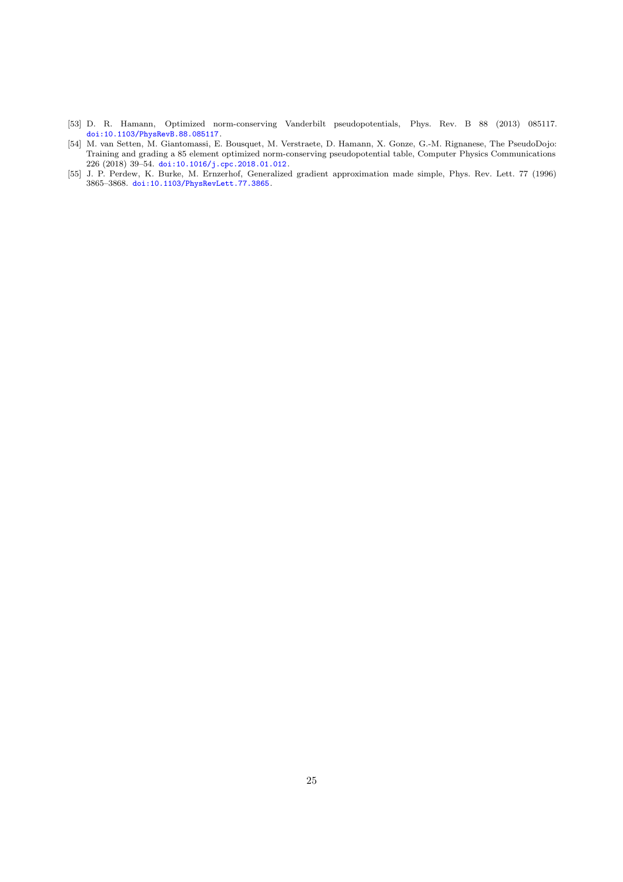[53] D. R. Hamann, Optimized norm-conserving Vanderbilt pseudopotentials, Phys. Rev. B 88 (2013) 085117. doi:10.1103/PhysRevB.88.085117.

[54] M. van Setten, M. Giantomassi, E. Bousquet, M. Verstraete, D. Hamann, X. Gonze, G.-M. Rignanese, The PseudoDojo: Training and grading a 85 element optimized norm-conserving pseudopotential table, Computer Physics Communications 226 (2018) 39–54. doi:10.1016/j.cpc.2018.01.012.

[55] J. P. Perdew, K. Burke, M. Ernzerhof, Generalized gradient approximation made simple, Phys. Rev. Lett. 77 (1996) 3865–3868. doi:10.1103/PhysRevLett.77.3865.